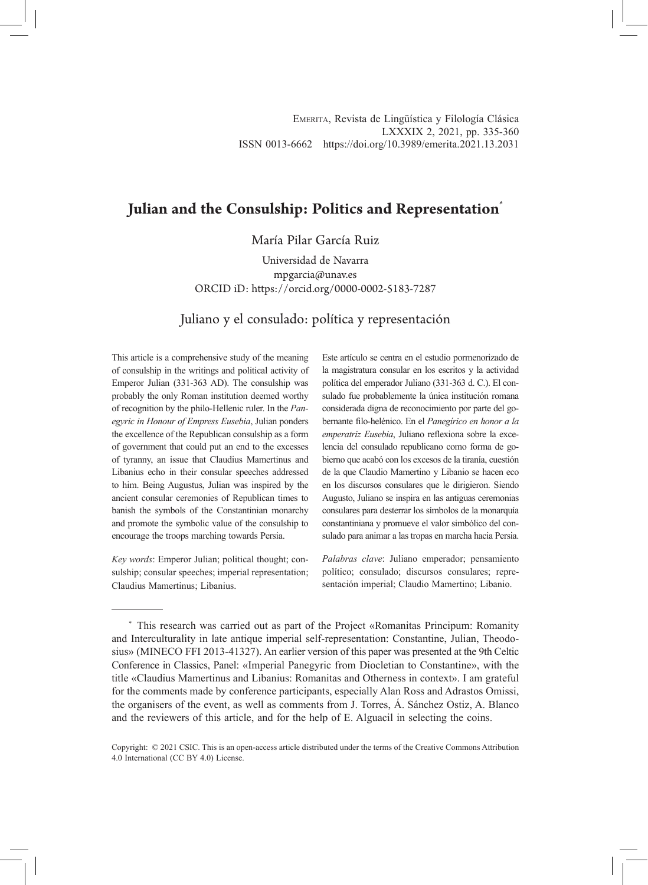# Julian and the Consulship: Politics and Representation*

María Pilar García Ruiz

Universidad de Navarra
mpgarcia@unav.es
ORCID iD: https://orcid.org/0000-0002-5183-7287

## Juliano y el consulado: política y representación

This article is a comprehensive study of the meaning of consulship in the writings and political activity of Emperor Julian (331-363 AD). The consulship was probably the only Roman institution deemed worthy of recognition by the philo-Hellenic ruler. In the *Panegyric in Honour of Empress Eusebia*, Julian ponders the excellence of the Republican consulship as a form of government that could put an end to the excesses of tyranny, an issue that Claudius Mamertinus and Libanius echo in their consular speeches addressed to him. Being Augustus, Julian was inspired by the ancient consular ceremonies of Republican times to banish the symbols of the Constantinian monarchy and promote the symbolic value of the consulship to encourage the troops marching towards Persia.

*Key words*: Emperor Julian; political thought; consulship; consular speeches; imperial representation; Claudius Mamertinus; Libanius.

Este artículo se centra en el estudio pormenorizado de la magistratura consular en los escritos y la actividad política del emperador Juliano (331-363 d. C.). El consulado fue probablemente la única institución romana considerada digna de reconocimiento por parte del gobernante filo-helénico. En el *Panegírico en honor a la emperatriz Eusebia*, Juliano reflexiona sobre la excelencia del consulado republicano como forma de gobierno que acabó con los excesos de la tiranía, cuestión de la que Claudio Mamertino y Libanio se hacen eco en los discursos consulares que le dirigieron. Siendo Augusto, Juliano se inspira en las antiguas ceremonias consulares para desterrar los símbolos de la monarquía constantiniana y promueve el valor simbólico del consulado para animar a las tropas en marcha hacia Persia.

*Palabras clave*: Juliano emperador; pensamiento político; consulado; discursos consulares; representación imperial; Claudio Mamertino; Libanio.

---

\* This research was carried out as part of the Project «Romanitas Principum: Romanity and Interculturality in late antique imperial self-representation: Constantine, Julian, Theodosius» (MINECO FFI 2013-41327). An earlier version of this paper was presented at the 9th Celtic Conference in Classics, Panel: «Imperial Panegyric from Diocletian to Constantine», with the title «Claudius Mamertinus and Libanius: Romanitas and Otherness in context». I am grateful for the comments made by conference participants, especially Alan Ross and Adrastos Omissi, the organisers of the event, as well as comments from J. Torres, Á. Sánchez Ostiz, A. Blanco and the reviewers of this article, and for the help of E. Alguacil in selecting the coins.

Copyright: © 2021 CSIC. This is an open-access article distributed under the terms of the Creative Commons Attribution 4.0 International (CC BY 4.0) License.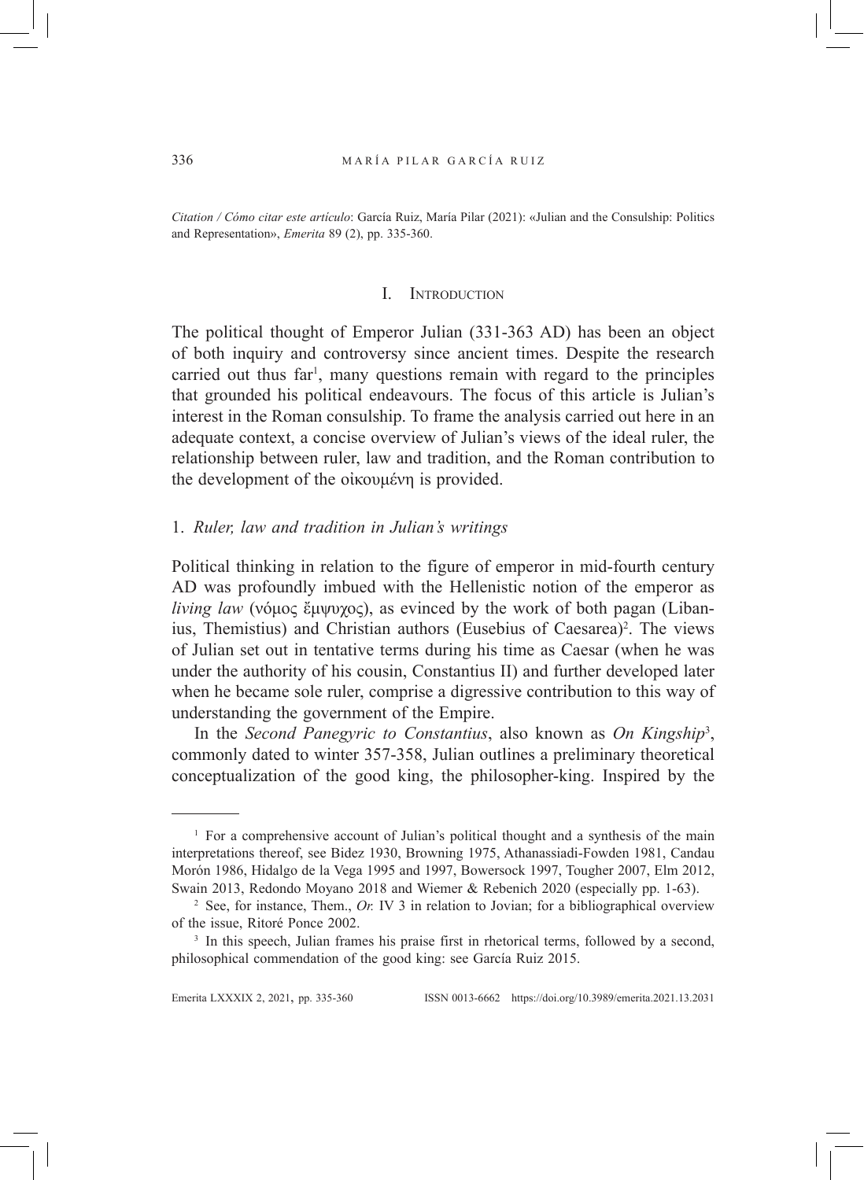*Citation / Cómo citar este artículo*: García Ruiz, María Pilar (2021): «Julian and the Consulship: Politics and Representation», *Emerita* 89 (2), pp. 335-360.

## I. Introduction

The political thought of Emperor Julian (331-363 AD) has been an object of both inquiry and controversy since ancient times. Despite the research carried out thus far[1], many questions remain with regard to the principles that grounded his political endeavours. The focus of this article is Julian's interest in the Roman consulship. To frame the analysis carried out here in an adequate context, a concise overview of Julian's views of the ideal ruler, the relationship between ruler, law and tradition, and the Roman contribution to the development of the οἰκουμένη is provided.

### 1. *Ruler, law and tradition in Julian's writings*

Political thinking in relation to the figure of emperor in mid-fourth century AD was profoundly imbued with the Hellenistic notion of the emperor as *living law* (νόμος ἔμψυχος), as evinced by the work of both pagan (Libanius, Themistius) and Christian authors (Eusebius of Caesarea)[2]. The views of Julian set out in tentative terms during his time as Caesar (when he was under the authority of his cousin, Constantius II) and further developed later when he became sole ruler, comprise a digressive contribution to this way of understanding the government of the Empire.

In the *Second Panegyric to Constantius*, also known as *On Kingship*[3], commonly dated to winter 357-358, Julian outlines a preliminary theoretical conceptualization of the good king, the philosopher-king. Inspired by the

---

[1] For a comprehensive account of Julian's political thought and a synthesis of the main interpretations thereof, see Bidez 1930, Browning 1975, Athanassiadi-Fowden 1981, Candau Morón 1986, Hidalgo de la Vega 1995 and 1997, Bowersock 1997, Tougher 2007, Elm 2012, Swain 2013, Redondo Moyano 2018 and Wiemer & Rebenich 2020 (especially pp. 1-63).

[2] See, for instance, Them., *Or.* IV 3 in relation to Jovian; for a bibliographical overview of the issue, Ritoré Ponce 2002.

[3] In this speech, Julian frames his praise first in rhetorical terms, followed by a second, philosophical commendation of the good king: see García Ruiz 2015.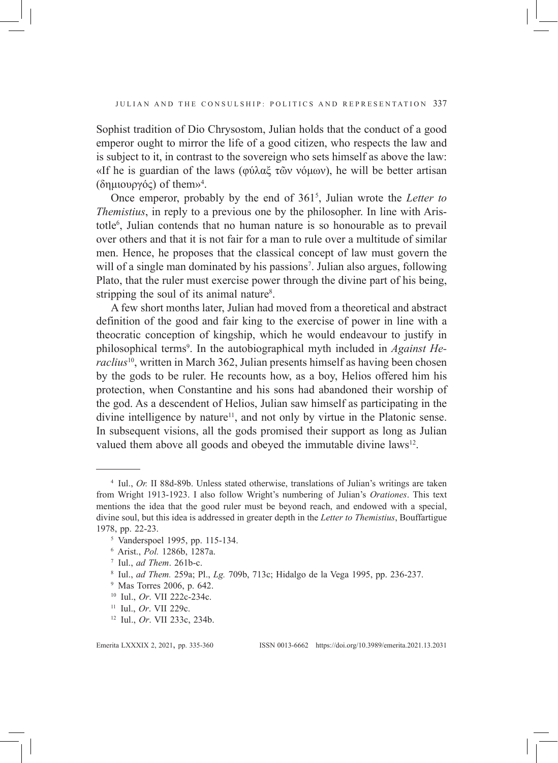Sophist tradition of Dio Chrysostom, Julian holds that the conduct of a good emperor ought to mirror the life of a good citizen, who respects the law and is subject to it, in contrast to the sovereign who sets himself as above the law: «If he is guardian of the laws (φύλαξ τῶν νόμων), he will be better artisan (δημιουργός) of them»[4].

Once emperor, probably by the end of 361[5], Julian wrote the *Letter to Themistius*, in reply to a previous one by the philosopher. In line with Aristotle[6], Julian contends that no human nature is so honourable as to prevail over others and that it is not fair for a man to rule over a multitude of similar men. Hence, he proposes that the classical concept of law must govern the will of a single man dominated by his passions[7]. Julian also argues, following Plato, that the ruler must exercise power through the divine part of his being, stripping the soul of its animal nature[8].

A few short months later, Julian had moved from a theoretical and abstract definition of the good and fair king to the exercise of power in line with a theocratic conception of kingship, which he would endeavour to justify in philosophical terms[9]. In the autobiographical myth included in *Against Heraclius*[10], written in March 362, Julian presents himself as having been chosen by the gods to be ruler. He recounts how, as a boy, Helios offered him his protection, when Constantine and his sons had abandoned their worship of the god. As a descendent of Helios, Julian saw himself as participating in the divine intelligence by nature[11], and not only by virtue in the Platonic sense. In subsequent visions, all the gods promised their support as long as Julian valued them above all goods and obeyed the immutable divine laws[12].

---

[4] Iul., *Or.* II 88d-89b. Unless stated otherwise, translations of Julian's writings are taken from Wright 1913-1923. I also follow Wright's numbering of Julian's *Orationes*. This text mentions the idea that the good ruler must be beyond reach, and endowed with a special, divine soul, but this idea is addressed in greater depth in the *Letter to Themistius*, Bouffartigue 1978, pp. 22-23.

[5] Vanderspoel 1995, pp. 115-134.

[6] Arist., *Pol.* 1286b, 1287a.

[7] Iul., *ad Them*. 261b-c.

[8] Iul., *ad Them.* 259a; Pl., *Lg.* 709b, 713c; Hidalgo de la Vega 1995, pp. 236-237.

[9] Mas Torres 2006, p. 642.

[10] Iul., *Or*. VII 222c-234c.

[11] Iul., *Or*. VII 229c.

[12] Iul., *Or*. VII 233c, 234b.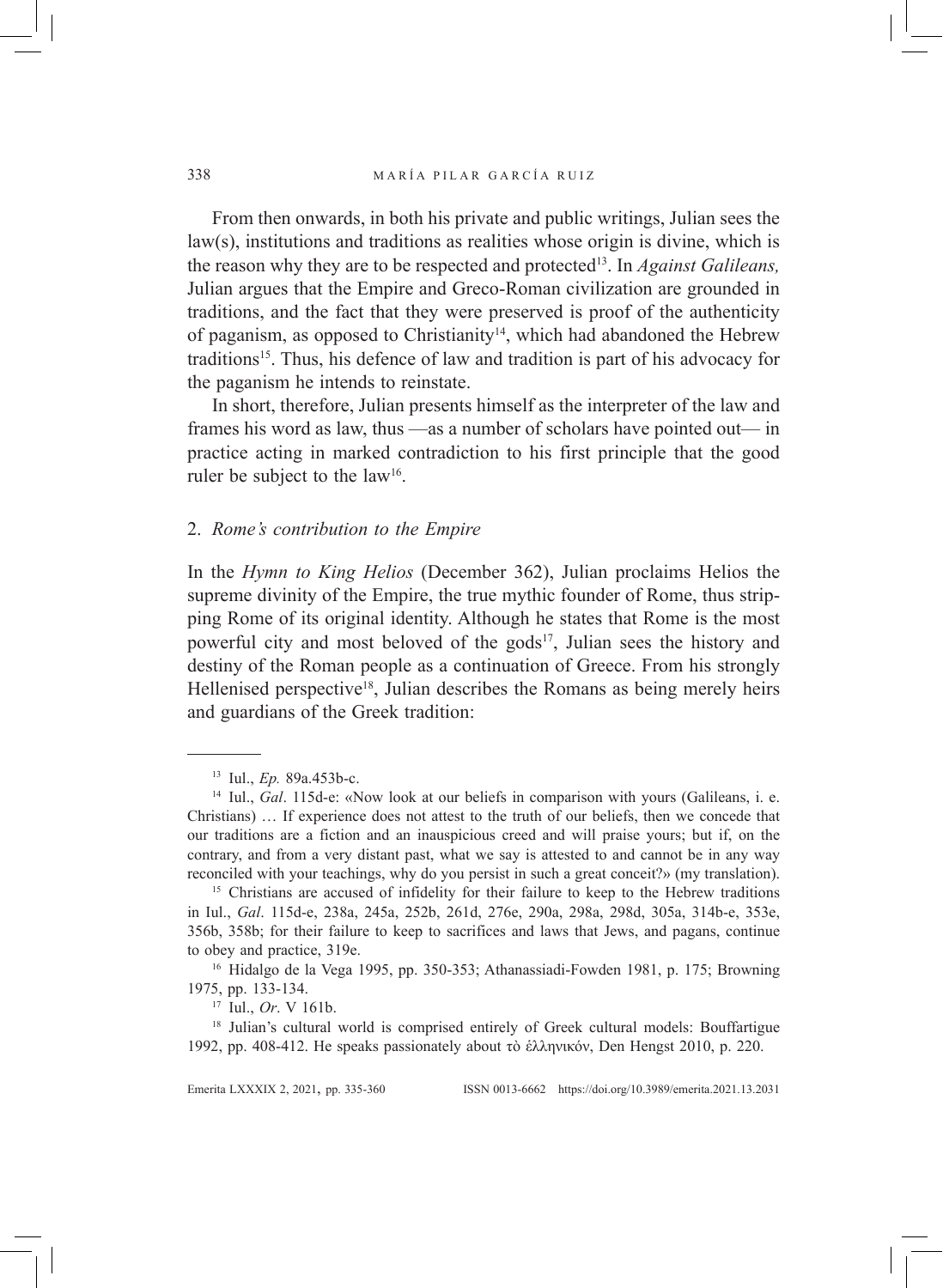From then onwards, in both his private and public writings, Julian sees the law(s), institutions and traditions as realities whose origin is divine, which is the reason why they are to be respected and protected[13]. In *Against Galileans,* Julian argues that the Empire and Greco-Roman civilization are grounded in traditions, and the fact that they were preserved is proof of the authenticity of paganism, as opposed to Christianity[14], which had abandoned the Hebrew traditions[15]. Thus, his defence of law and tradition is part of his advocacy for the paganism he intends to reinstate.

In short, therefore, Julian presents himself as the interpreter of the law and frames his word as law, thus —as a number of scholars have pointed out— in practice acting in marked contradiction to his first principle that the good ruler be subject to the law[16].

## 2. *Rome's contribution to the Empire*

In the *Hymn to King Helios* (December 362), Julian proclaims Helios the supreme divinity of the Empire, the true mythic founder of Rome, thus stripping Rome of its original identity. Although he states that Rome is the most powerful city and most beloved of the gods[17], Julian sees the history and destiny of the Roman people as a continuation of Greece. From his strongly Hellenised perspective[18], Julian describes the Romans as being merely heirs and guardians of the Greek tradition:

---

[13] Iul., *Ep.* 89a.453b-c.

[14] Iul., *Gal*. 115d-e: «Now look at our beliefs in comparison with yours (Galileans, i. e. Christians) … If experience does not attest to the truth of our beliefs, then we concede that our traditions are a fiction and an inauspicious creed and will praise yours; but if, on the contrary, and from a very distant past, what we say is attested to and cannot be in any way reconciled with your teachings, why do you persist in such a great conceit?» (my translation).

[15] Christians are accused of infidelity for their failure to keep to the Hebrew traditions in Iul., *Gal*. 115d-e, 238a, 245a, 252b, 261d, 276e, 290a, 298a, 298d, 305a, 314b-e, 353e, 356b, 358b; for their failure to keep to sacrifices and laws that Jews, and pagans, continue to obey and practice, 319e.

[16] Hidalgo de la Vega 1995, pp. 350-353; Athanassiadi-Fowden 1981, p. 175; Browning 1975, pp. 133-134.

[17] Iul., *Or*. V 161b.

[18] Julian's cultural world is comprised entirely of Greek cultural models: Bouffartigue 1992, pp. 408-412. He speaks passionately about τὸ ἑλληνικόν, Den Hengst 2010, p. 220.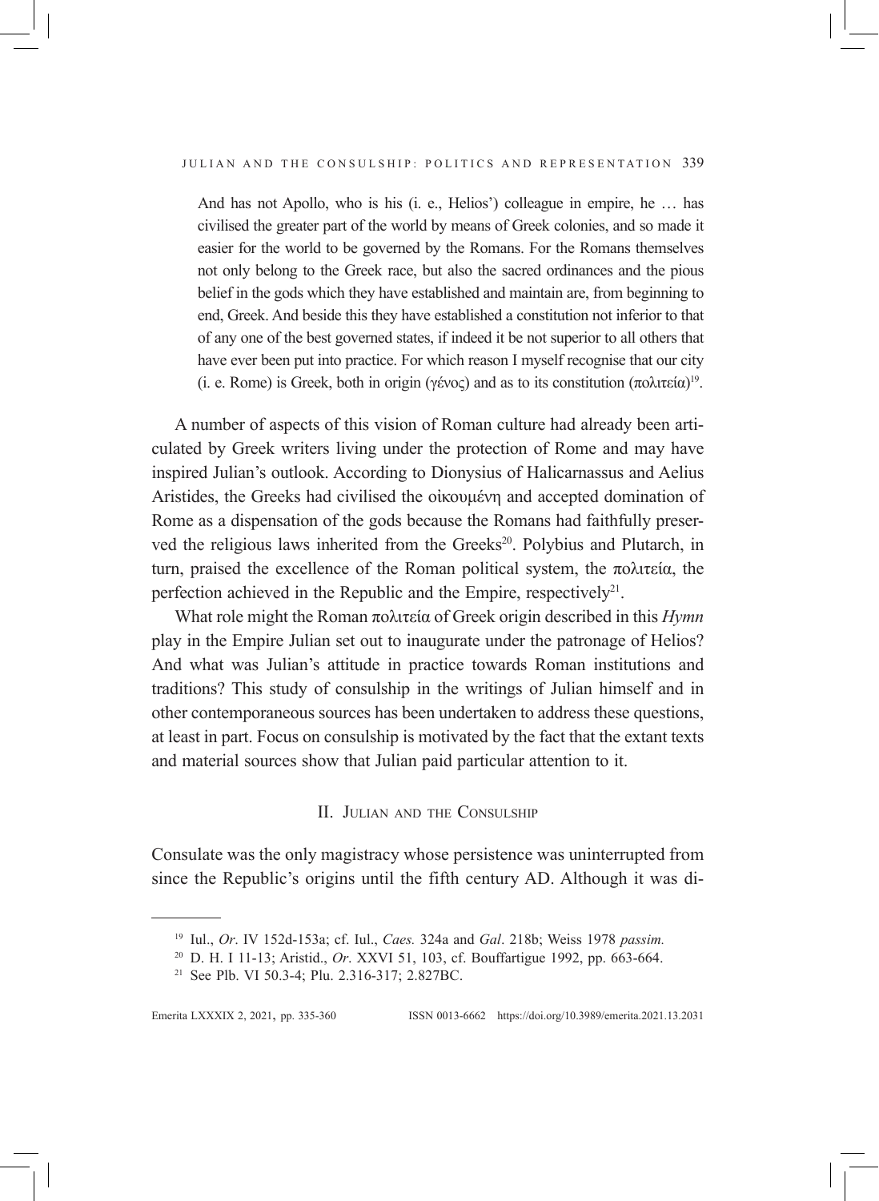> And has not Apollo, who is his (i. e., Helios') colleague in empire, he … has civilised the greater part of the world by means of Greek colonies, and so made it easier for the world to be governed by the Romans. For the Romans themselves not only belong to the Greek race, but also the sacred ordinances and the pious belief in the gods which they have established and maintain are, from beginning to end, Greek. And beside this they have established a constitution not inferior to that of any one of the best governed states, if indeed it be not superior to all others that have ever been put into practice. For which reason I myself recognise that our city (i. e. Rome) is Greek, both in origin (γένος) and as to its constitution (πολιτεία)[19].

A number of aspects of this vision of Roman culture had already been articulated by Greek writers living under the protection of Rome and may have inspired Julian's outlook. According to Dionysius of Halicarnassus and Aelius Aristides, the Greeks had civilised the οἰκουμένη and accepted domination of Rome as a dispensation of the gods because the Romans had faithfully preserved the religious laws inherited from the Greeks[20]. Polybius and Plutarch, in turn, praised the excellence of the Roman political system, the πολιτεία, the perfection achieved in the Republic and the Empire, respectively[21].

What role might the Roman πολιτεία of Greek origin described in this *Hymn* play in the Empire Julian set out to inaugurate under the patronage of Helios? And what was Julian's attitude in practice towards Roman institutions and traditions? This study of consulship in the writings of Julian himself and in other contemporaneous sources has been undertaken to address these questions, at least in part. Focus on consulship is motivated by the fact that the extant texts and material sources show that Julian paid particular attention to it.

## II. Julian and the Consulship

Consulate was the only magistracy whose persistence was uninterrupted from since the Republic's origins until the fifth century AD. Although it was di-

---

[19] Iul., *Or*. IV 152d-153a; cf. Iul., *Caes.* 324a and *Gal*. 218b; Weiss 1978 *passim.*

[20] D. H. I 11-13; Aristid., *Or*. XXVI 51, 103, cf. Bouffartigue 1992, pp. 663-664.

[21] See Plb. VI 50.3-4; Plu. 2.316-317; 2.827BC.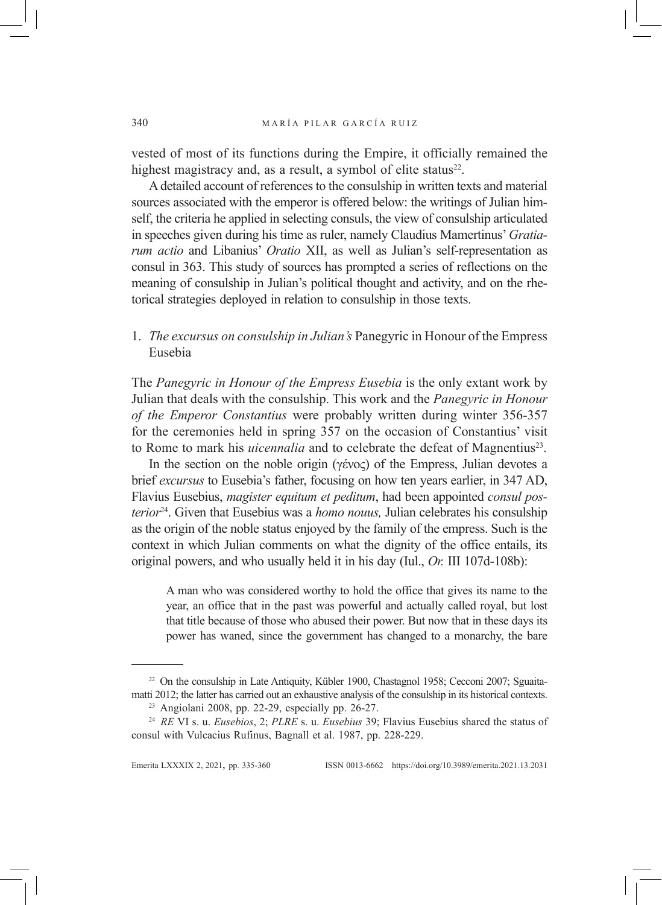vested of most of its functions during the Empire, it officially remained the highest magistracy and, as a result, a symbol of elite status[22].

A detailed account of references to the consulship in written texts and material sources associated with the emperor is offered below: the writings of Julian himself, the criteria he applied in selecting consuls, the view of consulship articulated in speeches given during his time as ruler, namely Claudius Mamertinus' *Gratiarum actio* and Libanius' *Oratio* XII, as well as Julian's self-representation as consul in 363. This study of sources has prompted a series of reflections on the meaning of consulship in Julian's political thought and activity, and on the rhetorical strategies deployed in relation to consulship in those texts.

## 1. *The excursus on consulship in Julian's* Panegyric in Honour of the Empress Eusebia

The *Panegyric in Honour of the Empress Eusebia* is the only extant work by Julian that deals with the consulship. This work and the *Panegyric in Honour of the Emperor Constantius* were probably written during winter 356-357 for the ceremonies held in spring 357 on the occasion of Constantius' visit to Rome to mark his *uicennalia* and to celebrate the defeat of Magnentius[23].

In the section on the noble origin (γένος) of the Empress, Julian devotes a brief *excursus* to Eusebia's father, focusing on how ten years earlier, in 347 AD, Flavius Eusebius, *magister equitum et peditum*, had been appointed *consul posterior*[24]. Given that Eusebius was a *homo nouus,* Julian celebrates his consulship as the origin of the noble status enjoyed by the family of the empress. Such is the context in which Julian comments on what the dignity of the office entails, its original powers, and who usually held it in his day (Iul., *Or.* III 107d-108b):

> A man who was considered worthy to hold the office that gives its name to the year, an office that in the past was powerful and actually called royal, but lost that title because of those who abused their power. But now that in these days its power has waned, since the government has changed to a monarchy, the bare

---

[22] On the consulship in Late Antiquity, Kübler 1900, Chastagnol 1958; Cecconi 2007; Sguaitamatti 2012; the latter has carried out an exhaustive analysis of the consulship in its historical contexts.

[23] Angiolani 2008, pp. 22-29, especially pp. 26-27.

[24] *RE* VI s. u. *Eusebios*, 2; *PLRE* s. u. *Eusebius* 39; Flavius Eusebius shared the status of consul with Vulcacius Rufinus, Bagnall et al. 1987, pp. 228-229.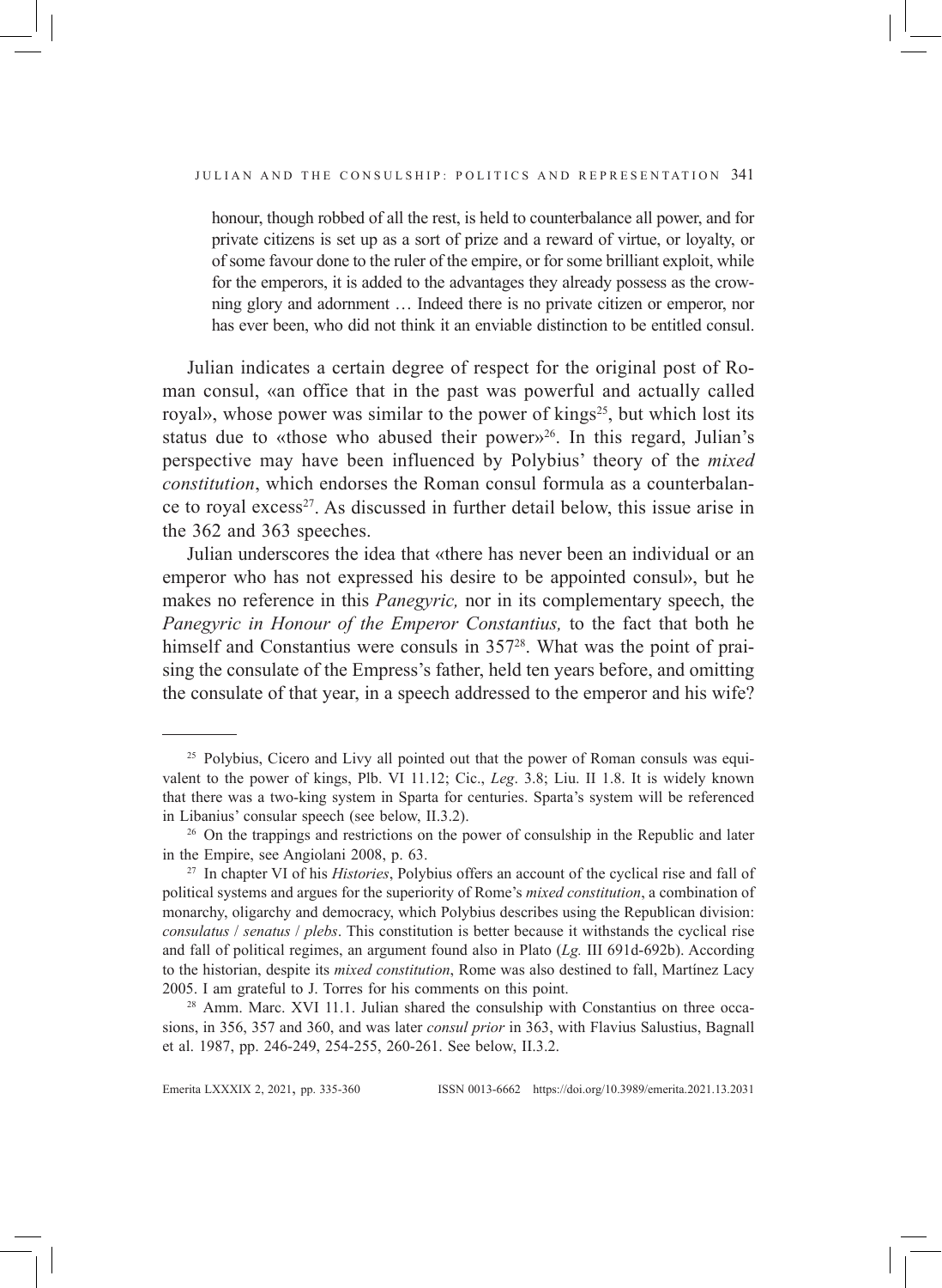> honour, though robbed of all the rest, is held to counterbalance all power, and for private citizens is set up as a sort of prize and a reward of virtue, or loyalty, or of some favour done to the ruler of the empire, or for some brilliant exploit, while for the emperors, it is added to the advantages they already possess as the crowning glory and adornment … Indeed there is no private citizen or emperor, nor has ever been, who did not think it an enviable distinction to be entitled consul.

Julian indicates a certain degree of respect for the original post of Roman consul, «an office that in the past was powerful and actually called royal», whose power was similar to the power of kings[25], but which lost its status due to «those who abused their power»[26]. In this regard, Julian's perspective may have been influenced by Polybius' theory of the *mixed constitution*, which endorses the Roman consul formula as a counterbalance to royal excess[27]. As discussed in further detail below, this issue arise in the 362 and 363 speeches.

Julian underscores the idea that «there has never been an individual or an emperor who has not expressed his desire to be appointed consul», but he makes no reference in this *Panegyric,* nor in its complementary speech, the *Panegyric in Honour of the Emperor Constantius,* to the fact that both he himself and Constantius were consuls in 357[28]. What was the point of praising the consulate of the Empress's father, held ten years before, and omitting the consulate of that year, in a speech addressed to the emperor and his wife?

---

[25] Polybius, Cicero and Livy all pointed out that the power of Roman consuls was equivalent to the power of kings, Plb. VI 11.12; Cic., *Leg*. 3.8; Liu. II 1.8. It is widely known that there was a two-king system in Sparta for centuries. Sparta's system will be referenced in Libanius' consular speech (see below, II.3.2).

[26] On the trappings and restrictions on the power of consulship in the Republic and later in the Empire, see Angiolani 2008, p. 63.

[27] In chapter VI of his *Histories*, Polybius offers an account of the cyclical rise and fall of political systems and argues for the superiority of Rome's *mixed constitution*, a combination of monarchy, oligarchy and democracy, which Polybius describes using the Republican division: *consulatus* / *senatus* / *plebs*. This constitution is better because it withstands the cyclical rise and fall of political regimes, an argument found also in Plato (*Lg.* III 691d-692b). According to the historian, despite its *mixed constitution*, Rome was also destined to fall, Martínez Lacy 2005. I am grateful to J. Torres for his comments on this point.

[28] Amm. Marc. XVI 11.1. Julian shared the consulship with Constantius on three occasions, in 356, 357 and 360, and was later *consul prior* in 363, with Flavius Salustius, Bagnall et al. 1987, pp. 246-249, 254-255, 260-261. See below, II.3.2.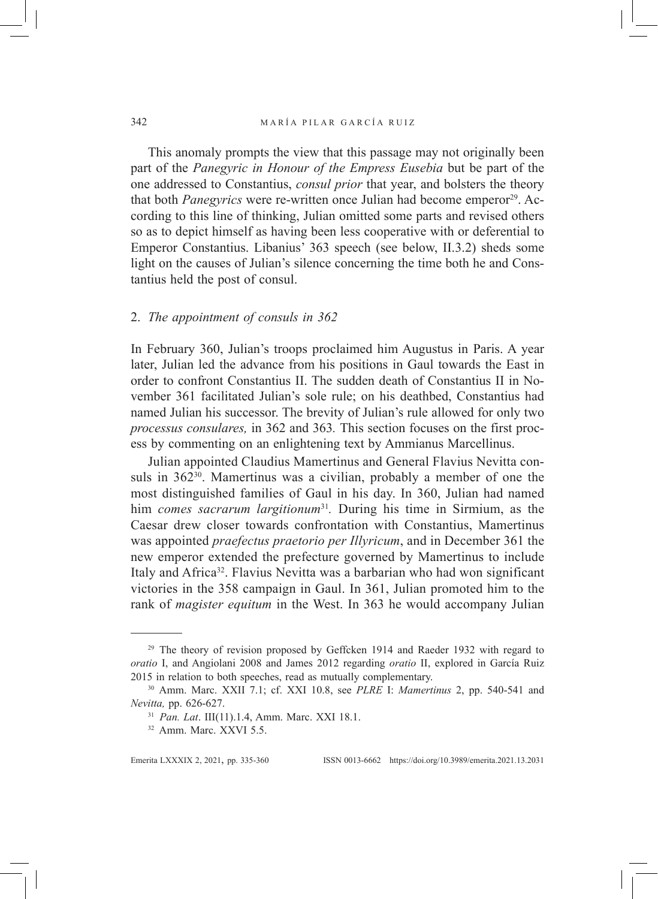This anomaly prompts the view that this passage may not originally been part of the *Panegyric in Honour of the Empress Eusebia* but be part of the one addressed to Constantius, *consul prior* that year, and bolsters the theory that both *Panegyrics* were re-written once Julian had become emperor[29]. According to this line of thinking, Julian omitted some parts and revised others so as to depict himself as having been less cooperative with or deferential to Emperor Constantius. Libanius' 363 speech (see below, II.3.2) sheds some light on the causes of Julian's silence concerning the time both he and Constantius held the post of consul.

## 2. *The appointment of consuls in 362*

In February 360, Julian's troops proclaimed him Augustus in Paris. A year later, Julian led the advance from his positions in Gaul towards the East in order to confront Constantius II. The sudden death of Constantius II in November 361 facilitated Julian's sole rule; on his deathbed, Constantius had named Julian his successor. The brevity of Julian's rule allowed for only two *processus consulares,* in 362 and 363*.* This section focuses on the first process by commenting on an enlightening text by Ammianus Marcellinus.

Julian appointed Claudius Mamertinus and General Flavius Nevitta consuls in 362[30]. Mamertinus was a civilian, probably a member of one the most distinguished families of Gaul in his day. In 360, Julian had named him *comes sacrarum largitionum*[31]*.* During his time in Sirmium, as the Caesar drew closer towards confrontation with Constantius, Mamertinus was appointed *praefectus praetorio per Illyricum*, and in December 361 the new emperor extended the prefecture governed by Mamertinus to include Italy and Africa[32]. Flavius Nevitta was a barbarian who had won significant victories in the 358 campaign in Gaul. In 361, Julian promoted him to the rank of *magister equitum* in the West. In 363 he would accompany Julian

---

[29] The theory of revision proposed by Geffcken 1914 and Raeder 1932 with regard to *oratio* I, and Angiolani 2008 and James 2012 regarding *oratio* II, explored in García Ruiz 2015 in relation to both speeches, read as mutually complementary.

[30] Amm. Marc. XXII 7.1; cf. XXI 10.8, see *PLRE* I: *Mamertinus* 2, pp. 540-541 and *Nevitta,* pp. 626-627.

[31] *Pan. Lat*. III(11).1.4, Amm. Marc. XXI 18.1.

[32] Amm. Marc. XXVI 5.5.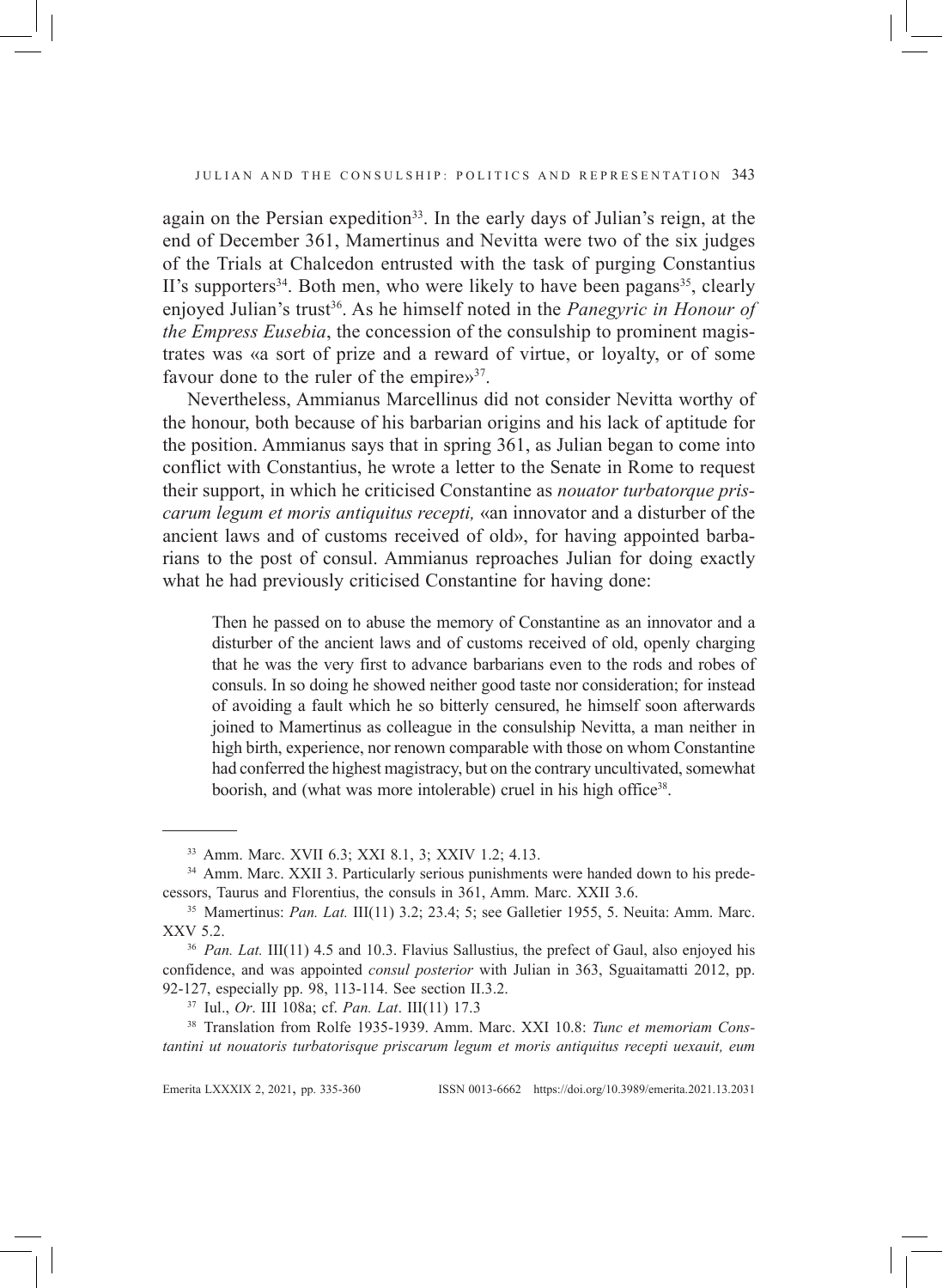again on the Persian expedition[33]. In the early days of Julian's reign, at the end of December 361, Mamertinus and Nevitta were two of the six judges of the Trials at Chalcedon entrusted with the task of purging Constantius II's supporters[34]. Both men, who were likely to have been pagans[35], clearly enjoyed Julian's trust[36]. As he himself noted in the *Panegyric in Honour of the Empress Eusebia*, the concession of the consulship to prominent magistrates was «a sort of prize and a reward of virtue, or loyalty, or of some favour done to the ruler of the empire»[37].

Nevertheless, Ammianus Marcellinus did not consider Nevitta worthy of the honour, both because of his barbarian origins and his lack of aptitude for the position. Ammianus says that in spring 361, as Julian began to come into conflict with Constantius, he wrote a letter to the Senate in Rome to request their support, in which he criticised Constantine as *nouator turbatorque priscarum legum et moris antiquitus recepti,* «an innovator and a disturber of the ancient laws and of customs received of old», for having appointed barbarians to the post of consul. Ammianus reproaches Julian for doing exactly what he had previously criticised Constantine for having done:

> Then he passed on to abuse the memory of Constantine as an innovator and a disturber of the ancient laws and of customs received of old, openly charging that he was the very first to advance barbarians even to the rods and robes of consuls. In so doing he showed neither good taste nor consideration; for instead of avoiding a fault which he so bitterly censured, he himself soon afterwards joined to Mamertinus as colleague in the consulship Nevitta, a man neither in high birth, experience, nor renown comparable with those on whom Constantine had conferred the highest magistracy, but on the contrary uncultivated, somewhat boorish, and (what was more intolerable) cruel in his high office[38].

---

[33] Amm. Marc. XVII 6.3; XXI 8.1, 3; XXIV 1.2; 4.13.

[34] Amm. Marc. XXII 3. Particularly serious punishments were handed down to his predecessors, Taurus and Florentius, the consuls in 361, Amm. Marc. XXII 3.6.

[35] Mamertinus: *Pan. Lat.* III(11) 3.2; 23.4; 5; see Galletier 1955, 5. Neuita: Amm. Marc. XXV 5.2.

[36] *Pan. Lat.* III(11) 4.5 and 10.3. Flavius Sallustius, the prefect of Gaul, also enjoyed his confidence, and was appointed *consul posterior* with Julian in 363, Sguaitamatti 2012, pp. 92-127, especially pp. 98, 113-114. See section II.3.2.

[37] Iul., *Or*. III 108a; cf. *Pan. Lat*. III(11) 17.3

[38] Translation from Rolfe 1935-1939. Amm. Marc. XXI 10.8: *Tunc et memoriam Constantini ut nouatoris turbatorisque priscarum legum et moris antiquitus recepti uexauit, eum*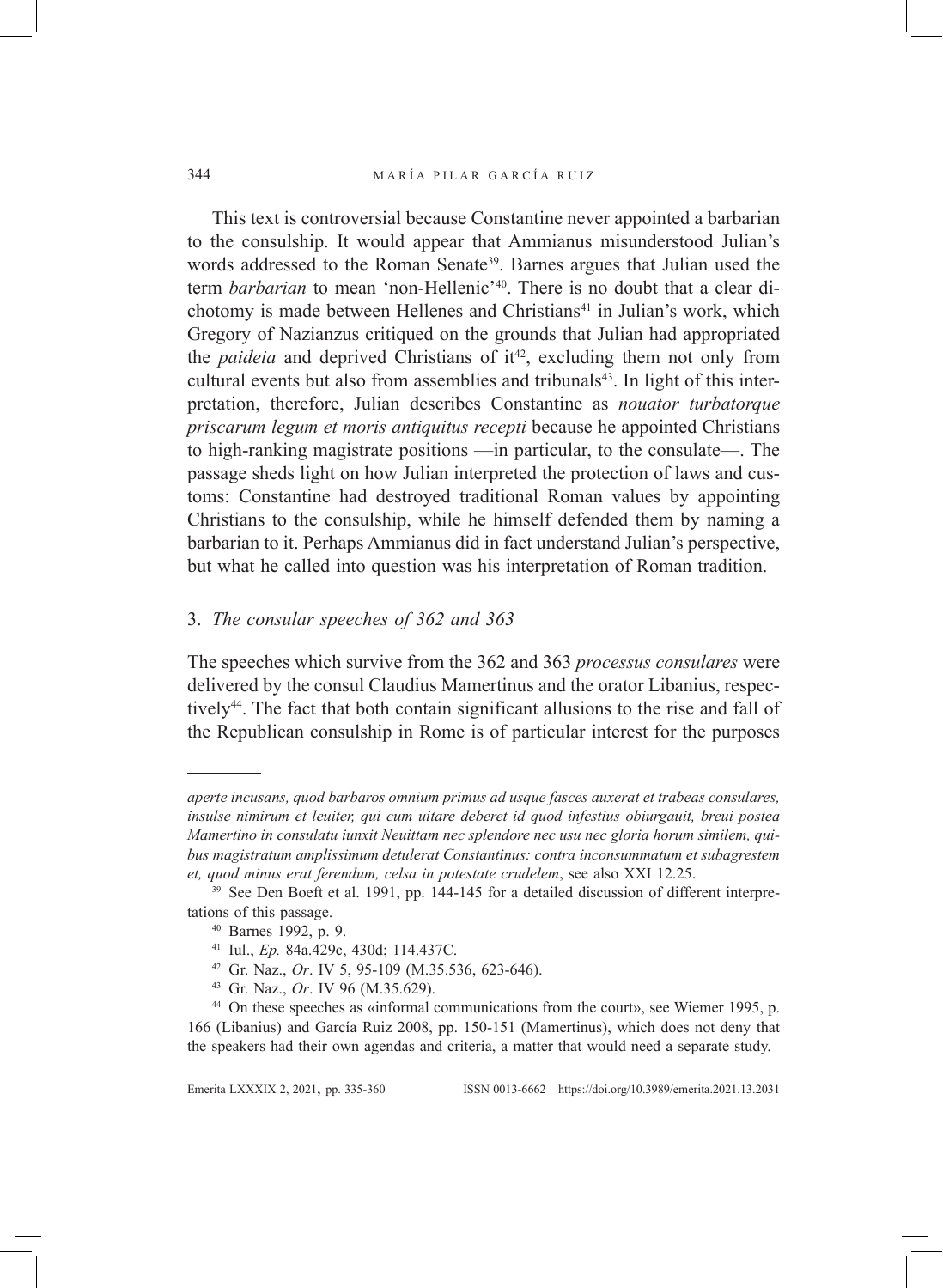This text is controversial because Constantine never appointed a barbarian to the consulship. It would appear that Ammianus misunderstood Julian's words addressed to the Roman Senate[39]. Barnes argues that Julian used the term *barbarian* to mean 'non-Hellenic'[40]. There is no doubt that a clear dichotomy is made between Hellenes and Christians[41] in Julian's work, which Gregory of Nazianzus critiqued on the grounds that Julian had appropriated the *paideia* and deprived Christians of it[42], excluding them not only from cultural events but also from assemblies and tribunals[43]. In light of this interpretation, therefore, Julian describes Constantine as *nouator turbatorque priscarum legum et moris antiquitus recepti* because he appointed Christians to high-ranking magistrate positions —in particular, to the consulate—. The passage sheds light on how Julian interpreted the protection of laws and customs: Constantine had destroyed traditional Roman values by appointing Christians to the consulship, while he himself defended them by naming a barbarian to it. Perhaps Ammianus did in fact understand Julian's perspective, but what he called into question was his interpretation of Roman tradition.

## 3. *The consular speeches of 362 and 363*

The speeches which survive from the 362 and 363 *processus consulares* were delivered by the consul Claudius Mamertinus and the orator Libanius, respectively[44]. The fact that both contain significant allusions to the rise and fall of the Republican consulship in Rome is of particular interest for the purposes

---

*aperte incusans, quod barbaros omnium primus ad usque fasces auxerat et trabeas consulares, insulse nimirum et leuiter, qui cum uitare deberet id quod infestius obiurgauit, breui postea Mamertino in consulatu iunxit Neuittam nec splendore nec usu nec gloria horum similem, quibus magistratum amplissimum detulerat Constantinus: contra inconsummatum et subagrestem et, quod minus erat ferendum, celsa in potestate crudelem*, see also XXI 12.25.

[39] See Den Boeft et al. 1991, pp. 144-145 for a detailed discussion of different interpretations of this passage.

[40] Barnes 1992, p. 9.

[41] Iul., *Ep.* 84a.429c, 430d; 114.437C.

[42] Gr. Naz., *Or*. IV 5, 95-109 (M.35.536, 623-646).

[43] Gr. Naz., *Or*. IV 96 (M.35.629).

[44] On these speeches as «informal communications from the court», see Wiemer 1995, p. 166 (Libanius) and García Ruiz 2008, pp. 150-151 (Mamertinus), which does not deny that the speakers had their own agendas and criteria, a matter that would need a separate study.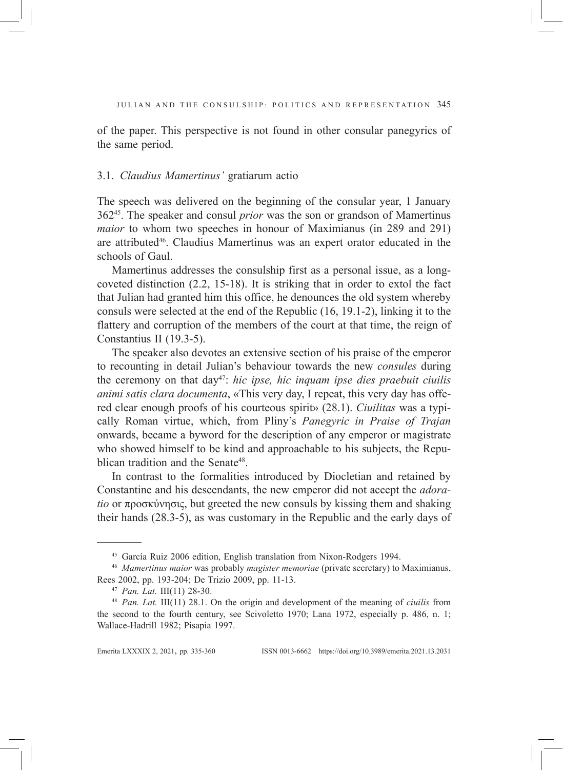of the paper. This perspective is not found in other consular panegyrics of the same period.

### 3.1. *Claudius Mamertinus'* gratiarum actio

The speech was delivered on the beginning of the consular year, 1 January 362[45]. The speaker and consul *prior* was the son or grandson of Mamertinus *maior* to whom two speeches in honour of Maximianus (in 289 and 291) are attributed[46]. Claudius Mamertinus was an expert orator educated in the schools of Gaul.

Mamertinus addresses the consulship first as a personal issue, as a long-coveted distinction (2.2, 15-18). It is striking that in order to extol the fact that Julian had granted him this office, he denounces the old system whereby consuls were selected at the end of the Republic (16, 19.1-2), linking it to the flattery and corruption of the members of the court at that time, the reign of Constantius II (19.3-5).

The speaker also devotes an extensive section of his praise of the emperor to recounting in detail Julian's behaviour towards the new *consules* during the ceremony on that day[47]: *hic ipse, hic inquam ipse dies praebuit ciuilis animi satis clara documenta*, «This very day, I repeat, this very day has offered clear enough proofs of his courteous spirit» (28.1). *Ciuilitas* was a typically Roman virtue, which, from Pliny's *Panegyric in Praise of Trajan* onwards, became a byword for the description of any emperor or magistrate who showed himself to be kind and approachable to his subjects, the Republican tradition and the Senate[48].

In contrast to the formalities introduced by Diocletian and retained by Constantine and his descendants, the new emperor did not accept the *adoratio* or προσκύνησις, but greeted the new consuls by kissing them and shaking their hands (28.3-5), as was customary in the Republic and the early days of

---

[45] García Ruiz 2006 edition, English translation from Nixon-Rodgers 1994.

[46] *Mamertinus maior* was probably *magister memoriae* (private secretary) to Maximianus, Rees 2002, pp. 193-204; De Trizio 2009, pp. 11-13.

[47] *Pan. Lat.* III(11) 28-30.

[48] *Pan. Lat.* III(11) 28.1. On the origin and development of the meaning of *ciuilis* from the second to the fourth century, see Scivoletto 1970; Lana 1972, especially p. 486, n. 1; Wallace-Hadrill 1982; Pisapia 1997.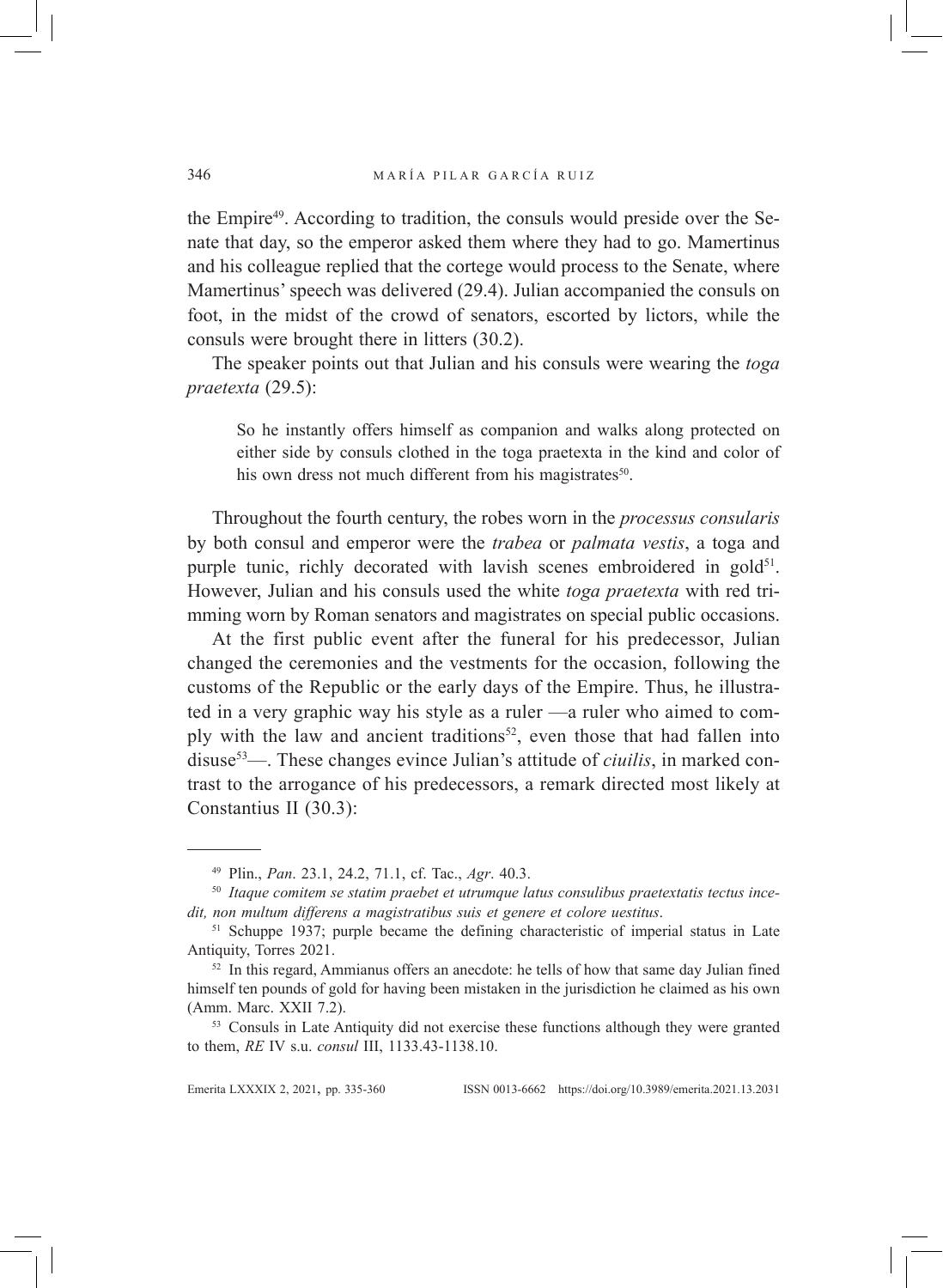the Empire[49]. According to tradition, the consuls would preside over the Senate that day, so the emperor asked them where they had to go. Mamertinus and his colleague replied that the cortege would process to the Senate, where Mamertinus' speech was delivered (29.4). Julian accompanied the consuls on foot, in the midst of the crowd of senators, escorted by lictors, while the consuls were brought there in litters (30.2).

The speaker points out that Julian and his consuls were wearing the *toga praetexta* (29.5):

> So he instantly offers himself as companion and walks along protected on either side by consuls clothed in the toga praetexta in the kind and color of his own dress not much different from his magistrates[50].

Throughout the fourth century, the robes worn in the *processus consularis* by both consul and emperor were the *trabea* or *palmata vestis*, a toga and purple tunic, richly decorated with lavish scenes embroidered in gold[51]. However, Julian and his consuls used the white *toga praetexta* with red trimming worn by Roman senators and magistrates on special public occasions.

At the first public event after the funeral for his predecessor, Julian changed the ceremonies and the vestments for the occasion, following the customs of the Republic or the early days of the Empire. Thus, he illustrated in a very graphic way his style as a ruler —a ruler who aimed to comply with the law and ancient traditions[52], even those that had fallen into disuse[53]—. These changes evince Julian's attitude of *ciuilis*, in marked contrast to the arrogance of his predecessors, a remark directed most likely at Constantius II (30.3):

---

[49] Plin., *Pan*. 23.1, 24.2, 71.1, cf. Tac., *Agr*. 40.3.

[50] *Itaque comitem se statim praebet et utrumque latus consulibus praetextatis tectus incedit, non multum differens a magistratibus suis et genere et colore uestitus*.

[51] Schuppe 1937; purple became the defining characteristic of imperial status in Late Antiquity, Torres 2021.

[52] In this regard, Ammianus offers an anecdote: he tells of how that same day Julian fined himself ten pounds of gold for having been mistaken in the jurisdiction he claimed as his own (Amm. Marc. XXII 7.2).

[53] Consuls in Late Antiquity did not exercise these functions although they were granted to them, *RE* IV s.u. *consul* III, 1133.43-1138.10.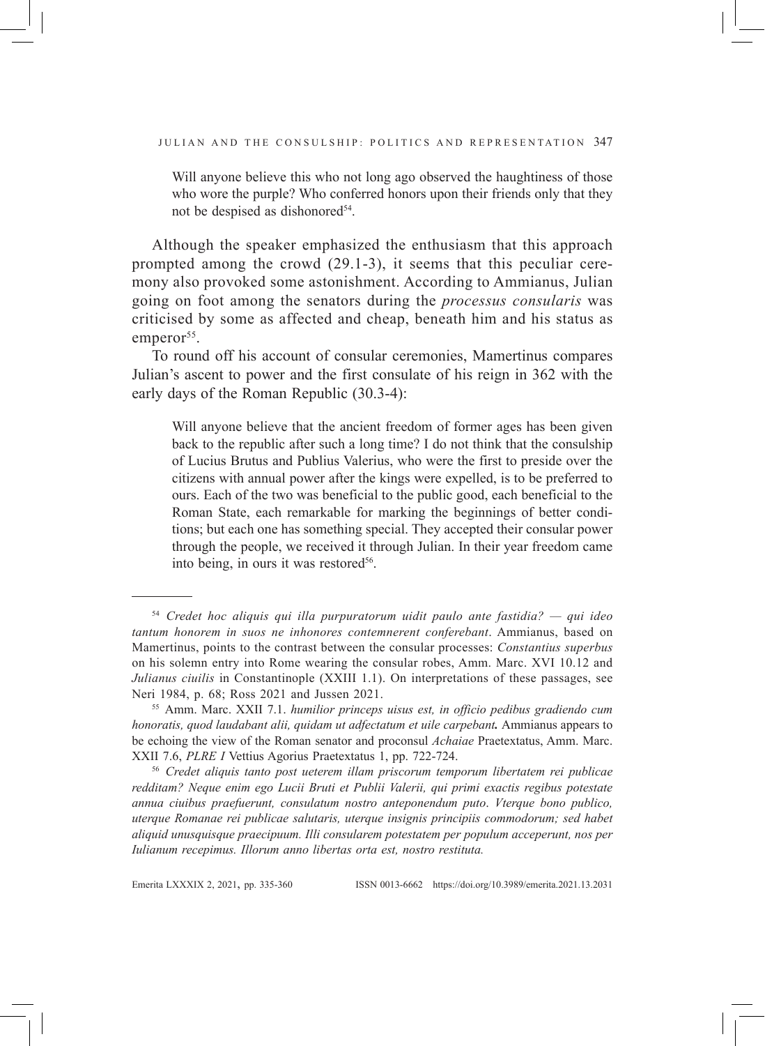> Will anyone believe this who not long ago observed the haughtiness of those who wore the purple? Who conferred honors upon their friends only that they not be despised as dishonored[54].

Although the speaker emphasized the enthusiasm that this approach prompted among the crowd (29.1-3), it seems that this peculiar ceremony also provoked some astonishment. According to Ammianus, Julian going on foot among the senators during the *processus consularis* was criticised by some as affected and cheap, beneath him and his status as emperor[55].

To round off his account of consular ceremonies, Mamertinus compares Julian's ascent to power and the first consulate of his reign in 362 with the early days of the Roman Republic (30.3-4):

> Will anyone believe that the ancient freedom of former ages has been given back to the republic after such a long time? I do not think that the consulship of Lucius Brutus and Publius Valerius, who were the first to preside over the citizens with annual power after the kings were expelled, is to be preferred to ours. Each of the two was beneficial to the public good, each beneficial to the Roman State, each remarkable for marking the beginnings of better conditions; but each one has something special. They accepted their consular power through the people, we received it through Julian. In their year freedom came into being, in ours it was restored[56].

---

[54] *Credet hoc aliquis qui illa purpuratorum uidit paulo ante fastidia? — qui ideo tantum honorem in suos ne inhonores contemnerent conferebant*. Ammianus, based on Mamertinus, points to the contrast between the consular processes: *Constantius superbus* on his solemn entry into Rome wearing the consular robes, Amm. Marc. XVI 10.12 and *Julianus ciuilis* in Constantinople (XXIII 1.1). On interpretations of these passages, see Neri 1984, p. 68; Ross 2021 and Jussen 2021.

[55] Amm. Marc. XXII 7.1. *humilior princeps uisus est, in officio pedibus gradiendo cum honoratis, quod laudabant alii, quidam ut adfectatum et uile carpebant***.** Ammianus appears to be echoing the view of the Roman senator and proconsul *Achaiae* Praetextatus, Amm. Marc. XXII 7.6, *PLRE I* Vettius Agorius Praetextatus 1, pp. 722-724.

[56] *Credet aliquis tanto post ueterem illam priscorum temporum libertatem rei publicae redditam? Neque enim ego Lucii Bruti et Publii Valerii, qui primi exactis regibus potestate annua ciuibus praefuerunt, consulatum nostro anteponendum puto. Vterque bono publico, uterque Romanae rei publicae salutaris, uterque insignis principiis commodorum; sed habet aliquid unusquisque praecipuum. Illi consularem potestatem per populum acceperunt, nos per Iulianum recepimus. Illorum anno libertas orta est, nostro restituta.*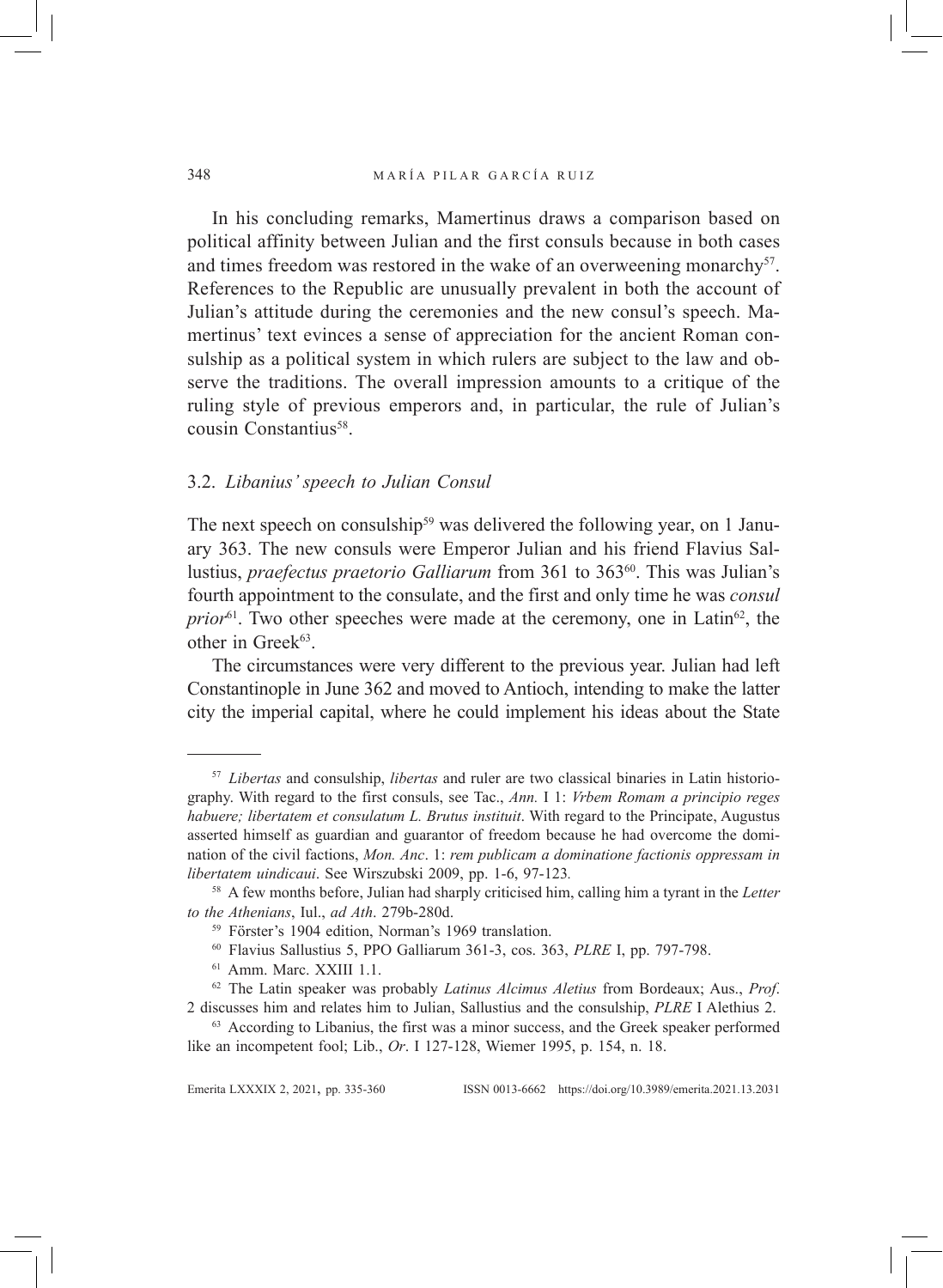In his concluding remarks, Mamertinus draws a comparison based on political affinity between Julian and the first consuls because in both cases and times freedom was restored in the wake of an overweening monarchy[57]. References to the Republic are unusually prevalent in both the account of Julian's attitude during the ceremonies and the new consul's speech. Mamertinus' text evinces a sense of appreciation for the ancient Roman consulship as a political system in which rulers are subject to the law and observe the traditions. The overall impression amounts to a critique of the ruling style of previous emperors and, in particular, the rule of Julian's cousin Constantius[58].

### 3.2. *Libanius' speech to Julian Consul*

The next speech on consulship[59] was delivered the following year, on 1 January 363. The new consuls were Emperor Julian and his friend Flavius Sallustius, *praefectus praetorio Galliarum* from 361 to 363[60]. This was Julian's fourth appointment to the consulate, and the first and only time he was *consul prior*[61]. Two other speeches were made at the ceremony, one in Latin[62], the other in Greek[63].

The circumstances were very different to the previous year. Julian had left Constantinople in June 362 and moved to Antioch, intending to make the latter city the imperial capital, where he could implement his ideas about the State

---

[57] *Libertas* and consulship, *libertas* and ruler are two classical binaries in Latin historiography. With regard to the first consuls, see Tac., *Ann.* I 1: *Vrbem Romam a principio reges habuere; libertatem et consulatum L. Brutus instituit*. With regard to the Principate, Augustus asserted himself as guardian and guarantor of freedom because he had overcome the domination of the civil factions, *Mon. Anc*. 1: *rem publicam a dominatione factionis oppressam in libertatem uindicaui*. See Wirszubski 2009, pp. 1-6, 97-123.

[58] A few months before, Julian had sharply criticised him, calling him a tyrant in the *Letter to the Athenians*, Iul., *ad Ath*. 279b-280d.

[59] Förster's 1904 edition, Norman's 1969 translation.

[60] Flavius Sallustius 5, PPO Galliarum 361-3, cos. 363, *PLRE* I, pp. 797-798.

[61] Amm. Marc. XXIII 1.1.

[62] The Latin speaker was probably *Latinus Alcimus Aletius* from Bordeaux; Aus., *Prof*. 2 discusses him and relates him to Julian, Sallustius and the consulship, *PLRE* I Alethius 2.

[63] According to Libanius, the first was a minor success, and the Greek speaker performed like an incompetent fool; Lib., *Or*. I 127-128, Wiemer 1995, p. 154, n. 18.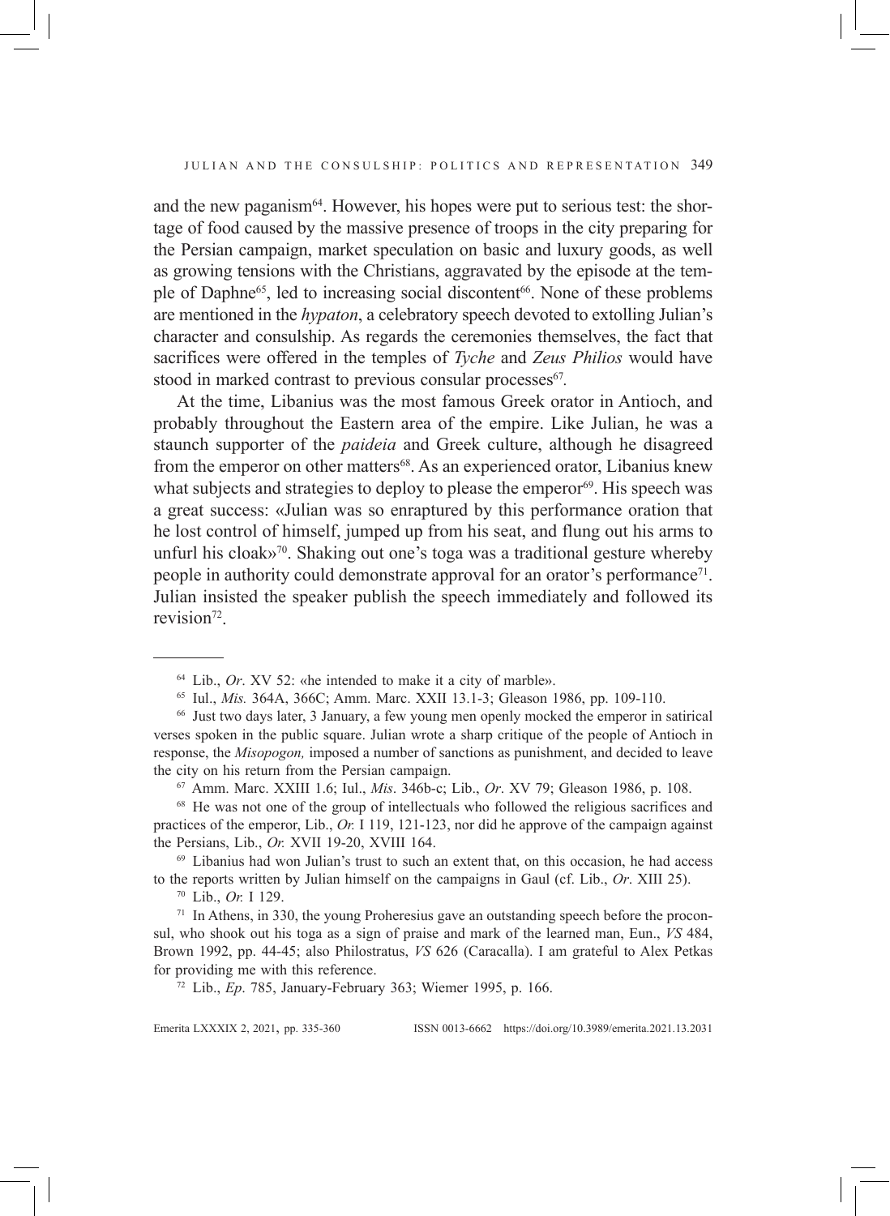and the new paganism[64]. However, his hopes were put to serious test: the shortage of food caused by the massive presence of troops in the city preparing for the Persian campaign, market speculation on basic and luxury goods, as well as growing tensions with the Christians, aggravated by the episode at the temple of Daphne[65], led to increasing social discontent[66]. None of these problems are mentioned in the *hypaton*, a celebratory speech devoted to extolling Julian's character and consulship. As regards the ceremonies themselves, the fact that sacrifices were offered in the temples of *Tyche* and *Zeus Philios* would have stood in marked contrast to previous consular processes[67].

At the time, Libanius was the most famous Greek orator in Antioch, and probably throughout the Eastern area of the empire. Like Julian, he was a staunch supporter of the *paideia* and Greek culture, although he disagreed from the emperor on other matters[68]. As an experienced orator, Libanius knew what subjects and strategies to deploy to please the emperor[69]. His speech was a great success: «Julian was so enraptured by this performance oration that he lost control of himself, jumped up from his seat, and flung out his arms to unfurl his cloak»[70]. Shaking out one's toga was a traditional gesture whereby people in authority could demonstrate approval for an orator's performance[71]. Julian insisted the speaker publish the speech immediately and followed its revision[72].

---

[64] Lib., *Or*. XV 52: «he intended to make it a city of marble».

[65] Iul., *Mis.* 364A, 366C; Amm. Marc. XXII 13.1-3; Gleason 1986, pp. 109-110.

[66] Just two days later, 3 January, a few young men openly mocked the emperor in satirical verses spoken in the public square. Julian wrote a sharp critique of the people of Antioch in response, the *Misopogon,* imposed a number of sanctions as punishment, and decided to leave the city on his return from the Persian campaign.

[67] Amm. Marc. XXIII 1.6; Iul., *Mis*. 346b-c; Lib., *Or*. XV 79; Gleason 1986, p. 108.

[68] He was not one of the group of intellectuals who followed the religious sacrifices and practices of the emperor, Lib., *Or.* I 119, 121-123, nor did he approve of the campaign against the Persians, Lib., *Or.* XVII 19-20, XVIII 164.

[69] Libanius had won Julian's trust to such an extent that, on this occasion, he had access to the reports written by Julian himself on the campaigns in Gaul (cf. Lib., *Or*. XIII 25).

[70] Lib., *Or.* I 129.

[71] In Athens, in 330, the young Proheresius gave an outstanding speech before the proconsul, who shook out his toga as a sign of praise and mark of the learned man, Eun., *VS* 484, Brown 1992, pp. 44-45; also Philostratus, *VS* 626 (Caracalla). I am grateful to Alex Petkas for providing me with this reference.

[72] Lib., *Ep*. 785, January-February 363; Wiemer 1995, p. 166.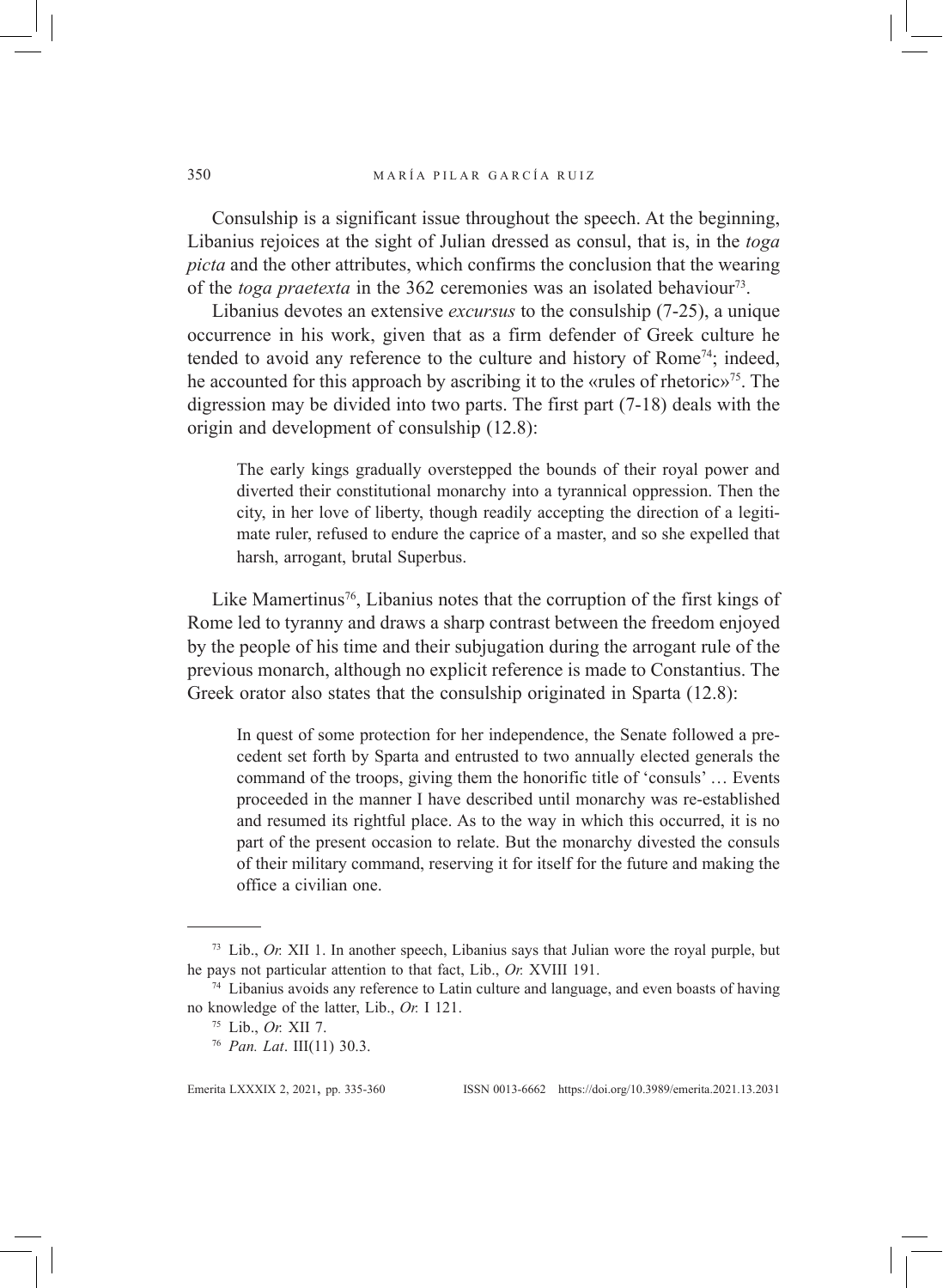Consulship is a significant issue throughout the speech. At the beginning, Libanius rejoices at the sight of Julian dressed as consul, that is, in the *toga picta* and the other attributes, which confirms the conclusion that the wearing of the *toga praetexta* in the 362 ceremonies was an isolated behaviour[73].

Libanius devotes an extensive *excursus* to the consulship (7-25), a unique occurrence in his work, given that as a firm defender of Greek culture he tended to avoid any reference to the culture and history of Rome[74]; indeed, he accounted for this approach by ascribing it to the «rules of rhetoric»[75]. The digression may be divided into two parts. The first part (7-18) deals with the origin and development of consulship (12.8):

> The early kings gradually overstepped the bounds of their royal power and diverted their constitutional monarchy into a tyrannical oppression. Then the city, in her love of liberty, though readily accepting the direction of a legitimate ruler, refused to endure the caprice of a master, and so she expelled that harsh, arrogant, brutal Superbus.

Like Mamertinus[76], Libanius notes that the corruption of the first kings of Rome led to tyranny and draws a sharp contrast between the freedom enjoyed by the people of his time and their subjugation during the arrogant rule of the previous monarch, although no explicit reference is made to Constantius. The Greek orator also states that the consulship originated in Sparta (12.8):

> In quest of some protection for her independence, the Senate followed a precedent set forth by Sparta and entrusted to two annually elected generals the command of the troops, giving them the honorific title of 'consuls' … Events proceeded in the manner I have described until monarchy was re-established and resumed its rightful place. As to the way in which this occurred, it is no part of the present occasion to relate. But the monarchy divested the consuls of their military command, reserving it for itself for the future and making the office a civilian one.

---

[73] Lib., *Or.* XII 1. In another speech, Libanius says that Julian wore the royal purple, but he pays not particular attention to that fact, Lib., *Or.* XVIII 191.

[74] Libanius avoids any reference to Latin culture and language, and even boasts of having no knowledge of the latter, Lib., *Or.* I 121.

[75] Lib., *Or.* XII 7.

[76] *Pan. Lat*. III(11) 30.3.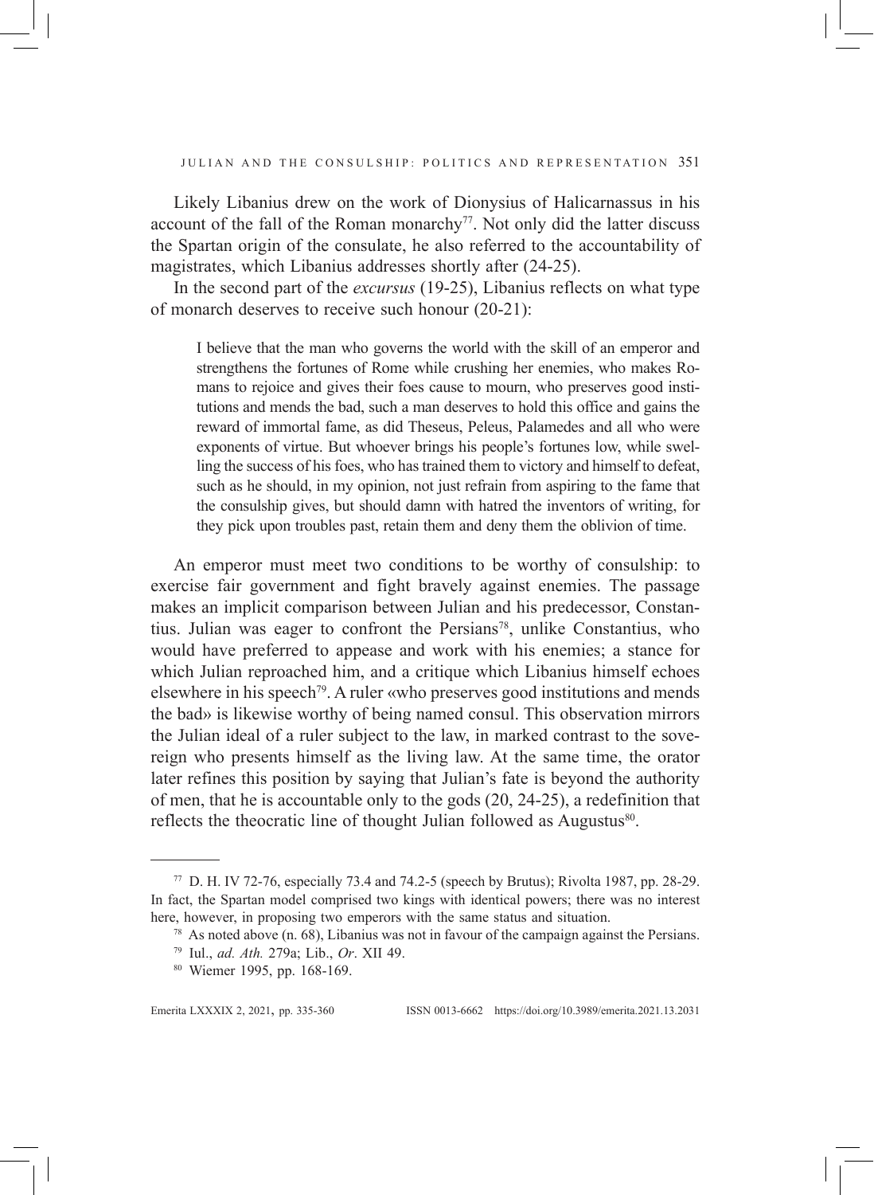Likely Libanius drew on the work of Dionysius of Halicarnassus in his account of the fall of the Roman monarchy[77]. Not only did the latter discuss the Spartan origin of the consulate, he also referred to the accountability of magistrates, which Libanius addresses shortly after (24-25).

In the second part of the *excursus* (19-25), Libanius reflects on what type of monarch deserves to receive such honour (20-21):

> I believe that the man who governs the world with the skill of an emperor and strengthens the fortunes of Rome while crushing her enemies, who makes Romans to rejoice and gives their foes cause to mourn, who preserves good institutions and mends the bad, such a man deserves to hold this office and gains the reward of immortal fame, as did Theseus, Peleus, Palamedes and all who were exponents of virtue. But whoever brings his people's fortunes low, while swelling the success of his foes, who has trained them to victory and himself to defeat, such as he should, in my opinion, not just refrain from aspiring to the fame that the consulship gives, but should damn with hatred the inventors of writing, for they pick upon troubles past, retain them and deny them the oblivion of time.

An emperor must meet two conditions to be worthy of consulship: to exercise fair government and fight bravely against enemies. The passage makes an implicit comparison between Julian and his predecessor, Constantius. Julian was eager to confront the Persians[78], unlike Constantius, who would have preferred to appease and work with his enemies; a stance for which Julian reproached him, and a critique which Libanius himself echoes elsewhere in his speech[79]. A ruler «who preserves good institutions and mends the bad» is likewise worthy of being named consul. This observation mirrors the Julian ideal of a ruler subject to the law, in marked contrast to the sovereign who presents himself as the living law. At the same time, the orator later refines this position by saying that Julian's fate is beyond the authority of men, that he is accountable only to the gods (20, 24-25), a redefinition that reflects the theocratic line of thought Julian followed as Augustus[80].

---

[77] D. H. IV 72-76, especially 73.4 and 74.2-5 (speech by Brutus); Rivolta 1987, pp. 28-29. In fact, the Spartan model comprised two kings with identical powers; there was no interest here, however, in proposing two emperors with the same status and situation.

[78] As noted above (n. 68), Libanius was not in favour of the campaign against the Persians.

[79] Iul., *ad. Ath.* 279a; Lib., *Or*. XII 49.

[80] Wiemer 1995, pp. 168-169.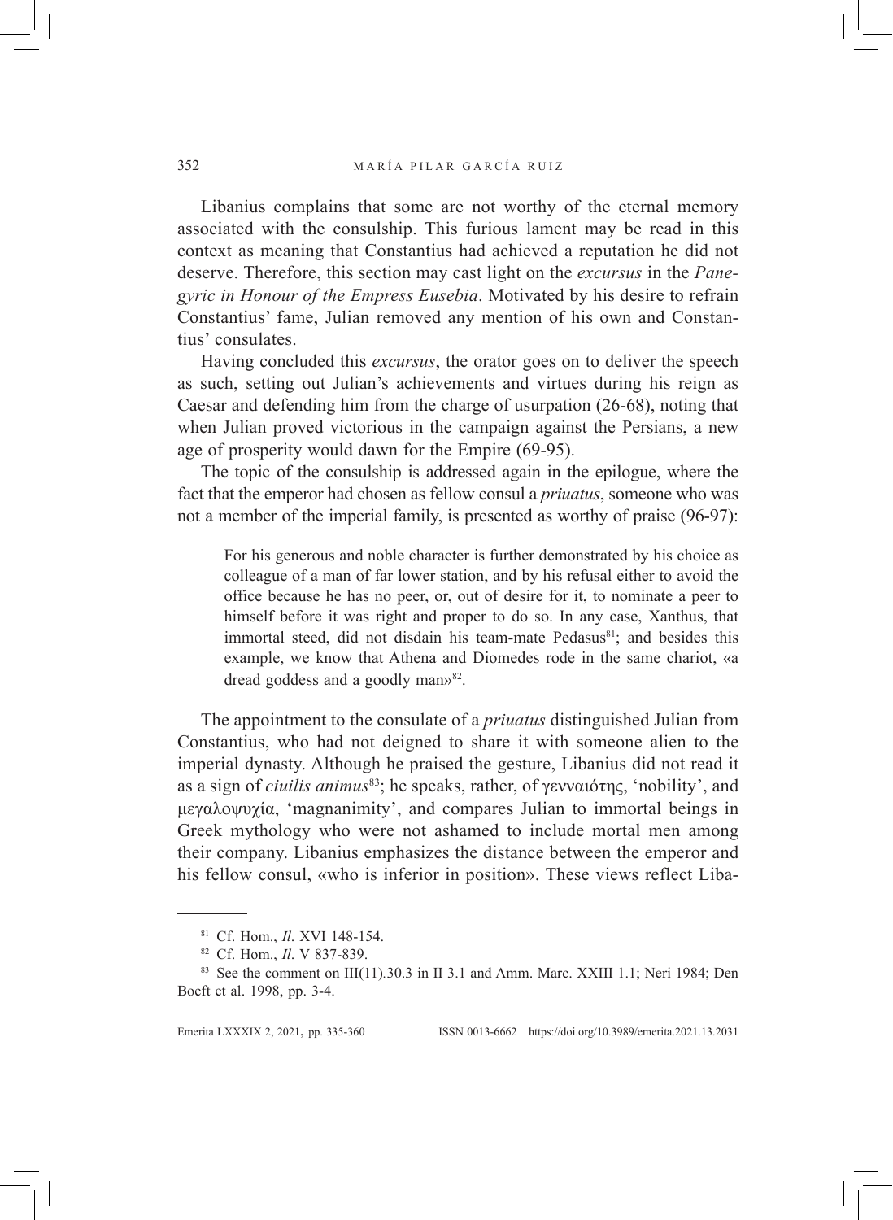Libanius complains that some are not worthy of the eternal memory associated with the consulship. This furious lament may be read in this context as meaning that Constantius had achieved a reputation he did not deserve. Therefore, this section may cast light on the *excursus* in the *Panegyric in Honour of the Empress Eusebia*. Motivated by his desire to refrain Constantius' fame, Julian removed any mention of his own and Constantius' consulates.

Having concluded this *excursus*, the orator goes on to deliver the speech as such, setting out Julian's achievements and virtues during his reign as Caesar and defending him from the charge of usurpation (26-68), noting that when Julian proved victorious in the campaign against the Persians, a new age of prosperity would dawn for the Empire (69-95).

The topic of the consulship is addressed again in the epilogue, where the fact that the emperor had chosen as fellow consul a *priuatus*, someone who was not a member of the imperial family, is presented as worthy of praise (96-97):

> For his generous and noble character is further demonstrated by his choice as colleague of a man of far lower station, and by his refusal either to avoid the office because he has no peer, or, out of desire for it, to nominate a peer to himself before it was right and proper to do so. In any case, Xanthus, that immortal steed, did not disdain his team-mate Pedasus[81]; and besides this example, we know that Athena and Diomedes rode in the same chariot, «a dread goddess and a goodly man»[82].

The appointment to the consulate of a *priuatus* distinguished Julian from Constantius, who had not deigned to share it with someone alien to the imperial dynasty. Although he praised the gesture, Libanius did not read it as a sign of *ciuilis animus*[83]; he speaks, rather, of γενναιότης, 'nobility', and μεγαλοψυχία, 'magnanimity', and compares Julian to immortal beings in Greek mythology who were not ashamed to include mortal men among their company. Libanius emphasizes the distance between the emperor and his fellow consul, «who is inferior in position». These views reflect Liba-

---

[81] Cf. Hom., *Il*. XVI 148-154.

[82] Cf. Hom., *Il*. V 837-839.

[83] See the comment on III(11).30.3 in II 3.1 and Amm. Marc. XXIII 1.1; Neri 1984; Den Boeft et al. 1998, pp. 3-4.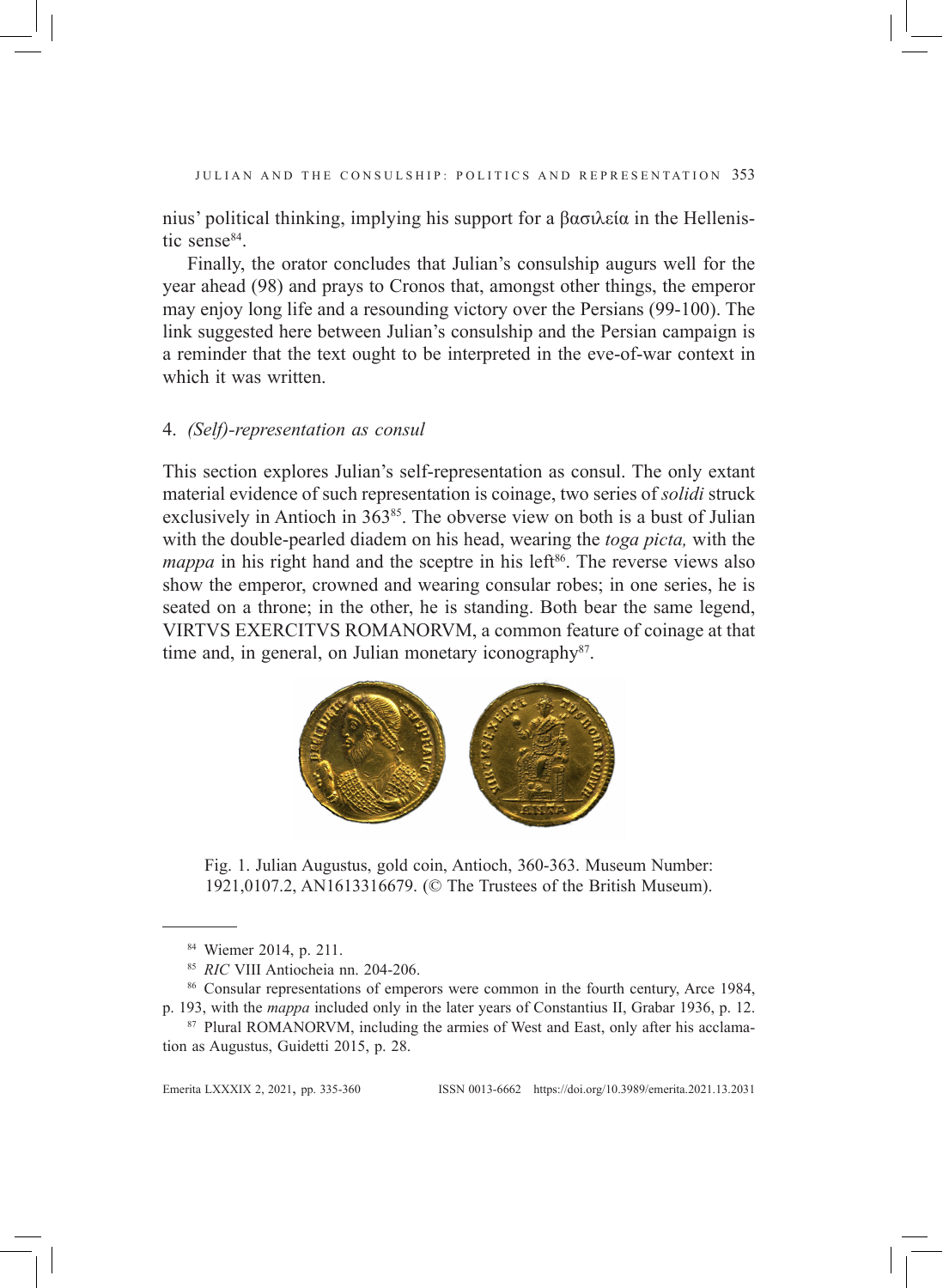nius' political thinking, implying his support for a βασιλεία in the Hellenistic sense[84].

Finally, the orator concludes that Julian's consulship augurs well for the year ahead (98) and prays to Cronos that, amongst other things, the emperor may enjoy long life and a resounding victory over the Persians (99-100). The link suggested here between Julian's consulship and the Persian campaign is a reminder that the text ought to be interpreted in the eve-of-war context in which it was written.

## 4. *(Self)-representation as consul*

This section explores Julian's self-representation as consul. The only extant material evidence of such representation is coinage, two series of *solidi* struck exclusively in Antioch in 363[85]. The obverse view on both is a bust of Julian with the double-pearled diadem on his head, wearing the *toga picta,* with the *mappa* in his right hand and the sceptre in his left[86]. The reverse views also show the emperor, crowned and wearing consular robes; in one series, he is seated on a throne; in the other, he is standing. Both bear the same legend, VIRTVS EXERCITVS ROMANORVM, a common feature of coinage at that time and, in general, on Julian monetary iconography[87].

Fig. 1. Julian Augustus, gold coin, Antioch, 360-363. Museum Number: 1921,0107.2, AN1613316679. (© The Trustees of the British Museum).

[84] Wiemer 2014, p. 211.

[85] *RIC* VIII Antiocheia nn. 204-206.

[86] Consular representations of emperors were common in the fourth century, Arce 1984, p. 193, with the *mappa* included only in the later years of Constantius II, Grabar 1936, p. 12.

[87] Plural ROMANORVM, including the armies of West and East, only after his acclamation as Augustus, Guidetti 2015, p. 28.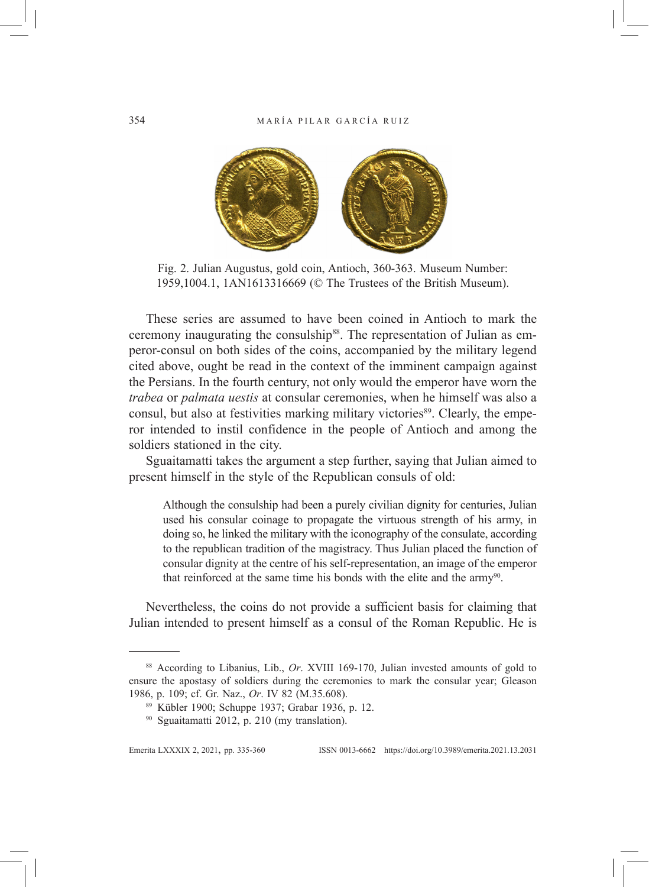Fig. 2. Julian Augustus, gold coin, Antioch, 360-363. Museum Number: 1959,1004.1, 1AN1613316669 (© The Trustees of the British Museum).

These series are assumed to have been coined in Antioch to mark the ceremony inaugurating the consulship[88]. The representation of Julian as emperor-consul on both sides of the coins, accompanied by the military legend cited above, ought be read in the context of the imminent campaign against the Persians. In the fourth century, not only would the emperor have worn the *trabea* or *palmata uestis* at consular ceremonies, when he himself was also a consul, but also at festivities marking military victories[89]. Clearly, the emperor intended to instil confidence in the people of Antioch and among the soldiers stationed in the city.

Sguaitamatti takes the argument a step further, saying that Julian aimed to present himself in the style of the Republican consuls of old:

> Although the consulship had been a purely civilian dignity for centuries, Julian used his consular coinage to propagate the virtuous strength of his army, in doing so, he linked the military with the iconography of the consulate, according to the republican tradition of the magistracy. Thus Julian placed the function of consular dignity at the centre of his self-representation, an image of the emperor that reinforced at the same time his bonds with the elite and the army[90].

Nevertheless, the coins do not provide a sufficient basis for claiming that Julian intended to present himself as a consul of the Roman Republic. He is

---

[88] According to Libanius, Lib., *Or*. XVIII 169-170, Julian invested amounts of gold to ensure the apostasy of soldiers during the ceremonies to mark the consular year; Gleason 1986, p. 109; cf. Gr. Naz., *Or*. IV 82 (M.35.608).

[89] Kübler 1900; Schuppe 1937; Grabar 1936, p. 12.

[90] Sguaitamatti 2012, p. 210 (my translation).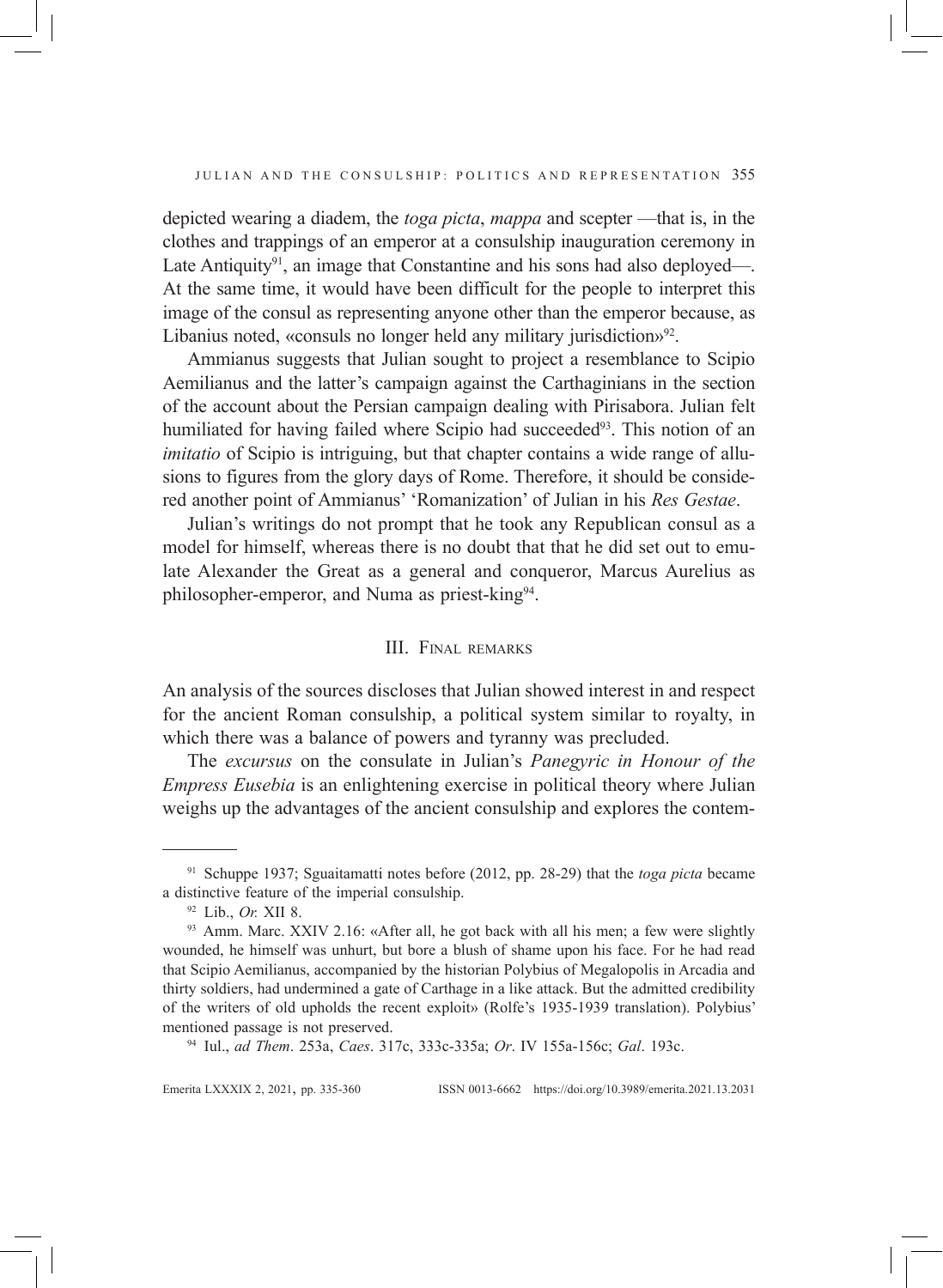depicted wearing a diadem, the *toga picta*, *mappa* and scepter —that is, in the clothes and trappings of an emperor at a consulship inauguration ceremony in Late Antiquity[91], an image that Constantine and his sons had also deployed—. At the same time, it would have been difficult for the people to interpret this image of the consul as representing anyone other than the emperor because, as Libanius noted, «consuls no longer held any military jurisdiction»[92].

Ammianus suggests that Julian sought to project a resemblance to Scipio Aemilianus and the latter's campaign against the Carthaginians in the section of the account about the Persian campaign dealing with Pirisabora. Julian felt humiliated for having failed where Scipio had succeeded[93]. This notion of an *imitatio* of Scipio is intriguing, but that chapter contains a wide range of allusions to figures from the glory days of Rome. Therefore, it should be considered another point of Ammianus' 'Romanization' of Julian in his *Res Gestae*.

Julian's writings do not prompt that he took any Republican consul as a model for himself, whereas there is no doubt that that he did set out to emulate Alexander the Great as a general and conqueror, Marcus Aurelius as philosopher-emperor, and Numa as priest-king[94].

## III. Final remarks

An analysis of the sources discloses that Julian showed interest in and respect for the ancient Roman consulship, a political system similar to royalty, in which there was a balance of powers and tyranny was precluded.

The *excursus* on the consulate in Julian's *Panegyric in Honour of the Empress Eusebia* is an enlightening exercise in political theory where Julian weighs up the advantages of the ancient consulship and explores the contem-

---

[91] Schuppe 1937; Sguaitamatti notes before (2012, pp. 28-29) that the *toga picta* became a distinctive feature of the imperial consulship.

[92] Lib., *Or.* XII 8.

[93] Amm. Marc. XXIV 2.16: «After all, he got back with all his men; a few were slightly wounded, he himself was unhurt, but bore a blush of shame upon his face. For he had read that Scipio Aemilianus, accompanied by the historian Polybius of Megalopolis in Arcadia and thirty soldiers, had undermined a gate of Carthage in a like attack. But the admitted credibility of the writers of old upholds the recent exploit» (Rolfe's 1935-1939 translation). Polybius' mentioned passage is not preserved.

[94] Iul., *ad Them*. 253a, *Caes*. 317c, 333c-335a; *Or*. IV 155a-156c; *Gal*. 193c.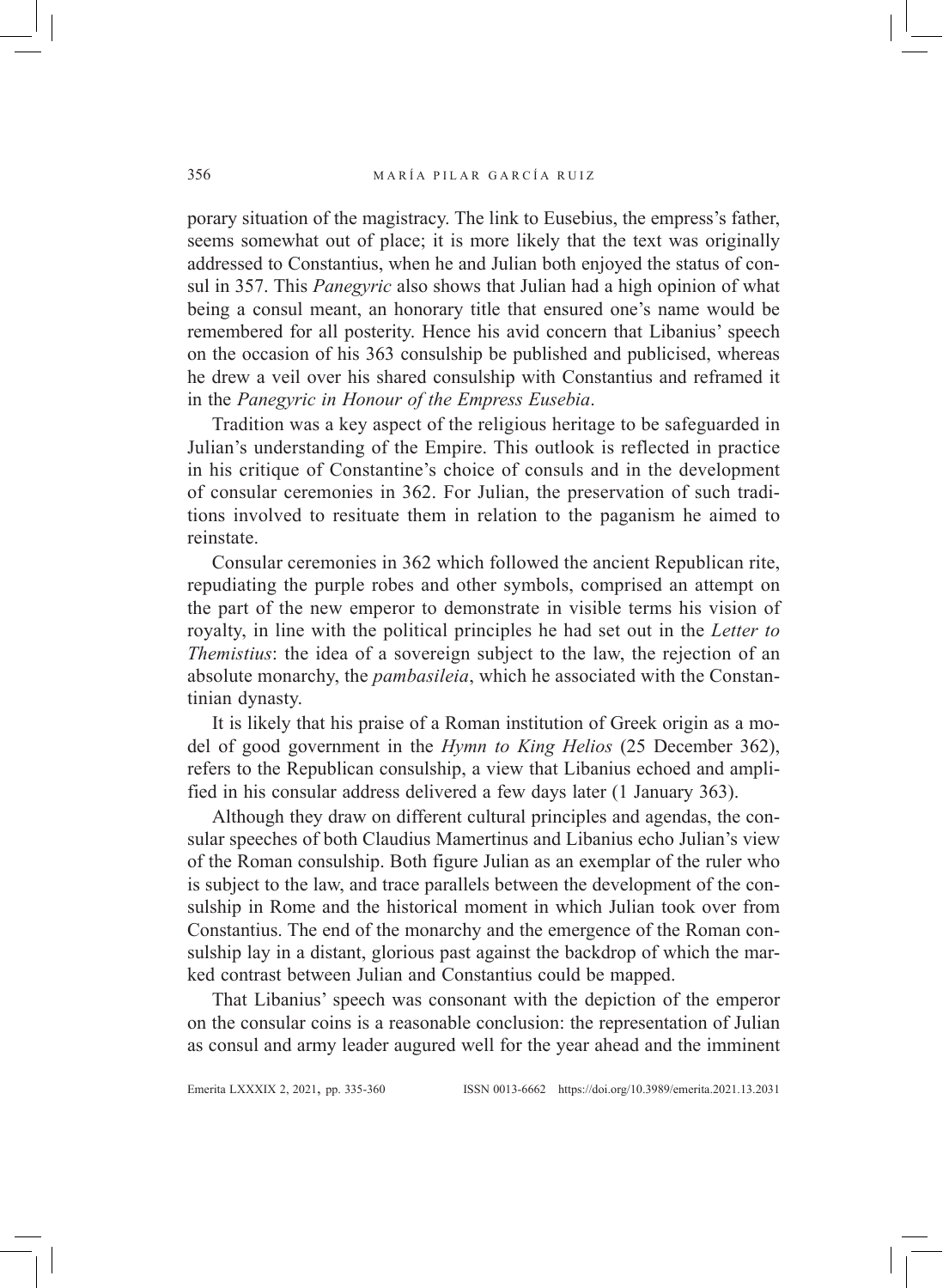porary situation of the magistracy. The link to Eusebius, the empress's father, seems somewhat out of place; it is more likely that the text was originally addressed to Constantius, when he and Julian both enjoyed the status of consul in 357. This *Panegyric* also shows that Julian had a high opinion of what being a consul meant, an honorary title that ensured one's name would be remembered for all posterity. Hence his avid concern that Libanius' speech on the occasion of his 363 consulship be published and publicised, whereas he drew a veil over his shared consulship with Constantius and reframed it in the *Panegyric in Honour of the Empress Eusebia*.

Tradition was a key aspect of the religious heritage to be safeguarded in Julian's understanding of the Empire. This outlook is reflected in practice in his critique of Constantine's choice of consuls and in the development of consular ceremonies in 362. For Julian, the preservation of such traditions involved to resituate them in relation to the paganism he aimed to reinstate.

Consular ceremonies in 362 which followed the ancient Republican rite, repudiating the purple robes and other symbols, comprised an attempt on the part of the new emperor to demonstrate in visible terms his vision of royalty, in line with the political principles he had set out in the *Letter to Themistius*: the idea of a sovereign subject to the law, the rejection of an absolute monarchy, the *pambasileia*, which he associated with the Constantinian dynasty.

It is likely that his praise of a Roman institution of Greek origin as a model of good government in the *Hymn to King Helios* (25 December 362), refers to the Republican consulship, a view that Libanius echoed and amplified in his consular address delivered a few days later (1 January 363).

Although they draw on different cultural principles and agendas, the consular speeches of both Claudius Mamertinus and Libanius echo Julian's view of the Roman consulship. Both figure Julian as an exemplar of the ruler who is subject to the law, and trace parallels between the development of the consulship in Rome and the historical moment in which Julian took over from Constantius. The end of the monarchy and the emergence of the Roman consulship lay in a distant, glorious past against the backdrop of which the marked contrast between Julian and Constantius could be mapped.

That Libanius' speech was consonant with the depiction of the emperor on the consular coins is a reasonable conclusion: the representation of Julian as consul and army leader augured well for the year ahead and the imminent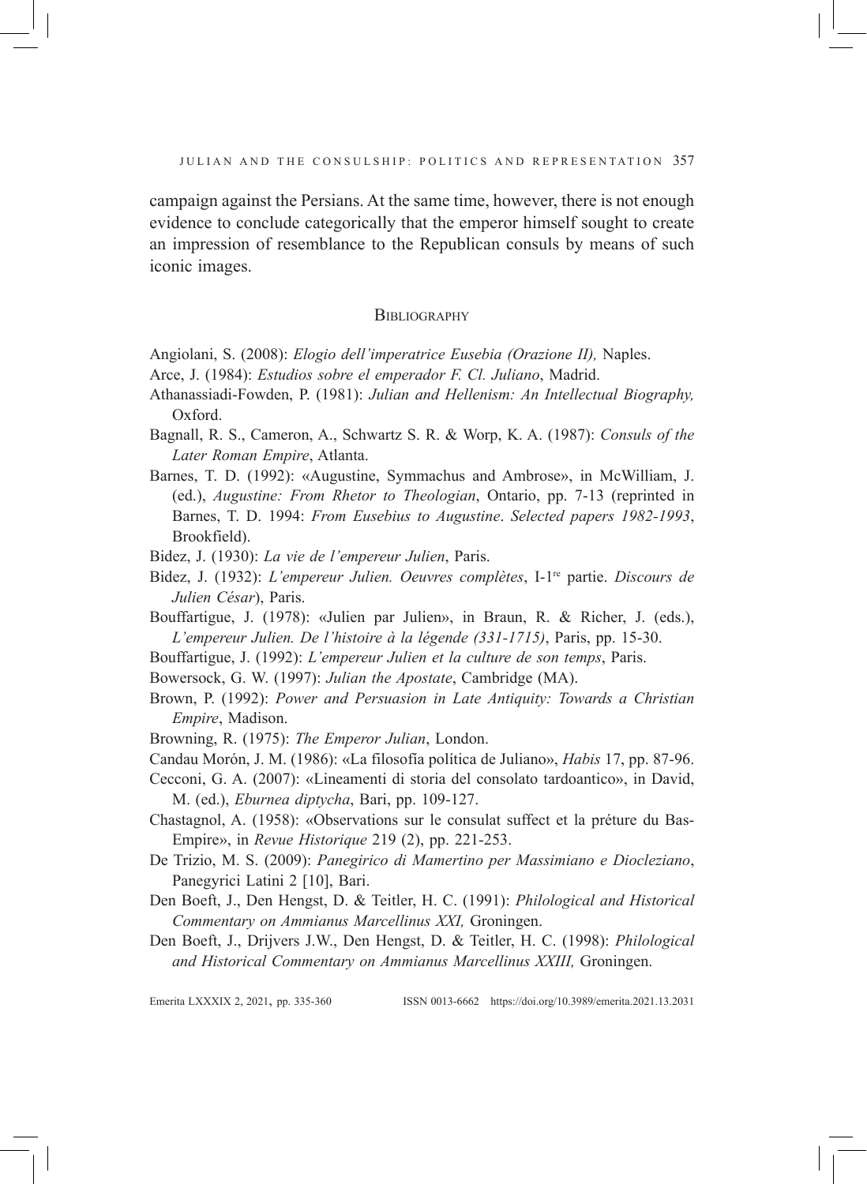campaign against the Persians. At the same time, however, there is not enough evidence to conclude categorically that the emperor himself sought to create an impression of resemblance to the Republican consuls by means of such iconic images.

## Bibliography

Angiolani, S. (2008): *Elogio dell'imperatrice Eusebia (Orazione II),* Naples.

Arce, J. (1984): *Estudios sobre el emperador F. Cl. Juliano*, Madrid.

Athanassiadi-Fowden, P. (1981): *Julian and Hellenism: An Intellectual Biography,* Oxford.

Bagnall, R. S., Cameron, A., Schwartz S. R. & Worp, K. A. (1987): *Consuls of the Later Roman Empire*, Atlanta.

Barnes, T. D. (1992): «Augustine, Symmachus and Ambrose», in McWilliam, J. (ed.), *Augustine: From Rhetor to Theologian*, Ontario, pp. 7-13 (reprinted in Barnes, T. D. 1994: *From Eusebius to Augustine*. *Selected papers 1982-1993*, Brookfield).

Bidez, J. (1930): *La vie de l'empereur Julien*, Paris.

Bidez, J. (1932): *L'empereur Julien. Oeuvres complètes*, I-1re partie. *Discours de Julien César*), Paris.

Bouffartigue, J. (1978): «Julien par Julien», in Braun, R. & Richer, J. (eds.), *L'empereur Julien. De l'histoire à la légende (331-1715)*, Paris, pp. 15-30.

Bouffartigue, J. (1992): *L'empereur Julien et la culture de son temps*, Paris.

Bowersock, G. W. (1997): *Julian the Apostate*, Cambridge (MA).

Brown, P. (1992): *Power and Persuasion in Late Antiquity: Towards a Christian Empire*, Madison.

Browning, R. (1975): *The Emperor Julian*, London.

Candau Morón, J. M. (1986): «La filosofía política de Juliano», *Habis* 17, pp. 87-96.

Cecconi, G. A. (2007): «Lineamenti di storia del consolato tardoantico», in David, M. (ed.), *Eburnea diptycha*, Bari, pp. 109-127.

Chastagnol, A. (1958): «Observations sur le consulat suffect et la préture du Bas-Empire», in *Revue Historique* 219 (2), pp. 221-253.

De Trizio, M. S. (2009): *Panegirico di Mamertino per Massimiano e Diocleziano*, Panegyrici Latini 2 [10], Bari.

Den Boeft, J., Den Hengst, D. & Teitler, H. C. (1991): *Philological and Historical Commentary on Ammianus Marcellinus XXI,* Groningen.

Den Boeft, J., Drijvers J.W., Den Hengst, D. & Teitler, H. C. (1998): *Philological and Historical Commentary on Ammianus Marcellinus XXIII,* Groningen.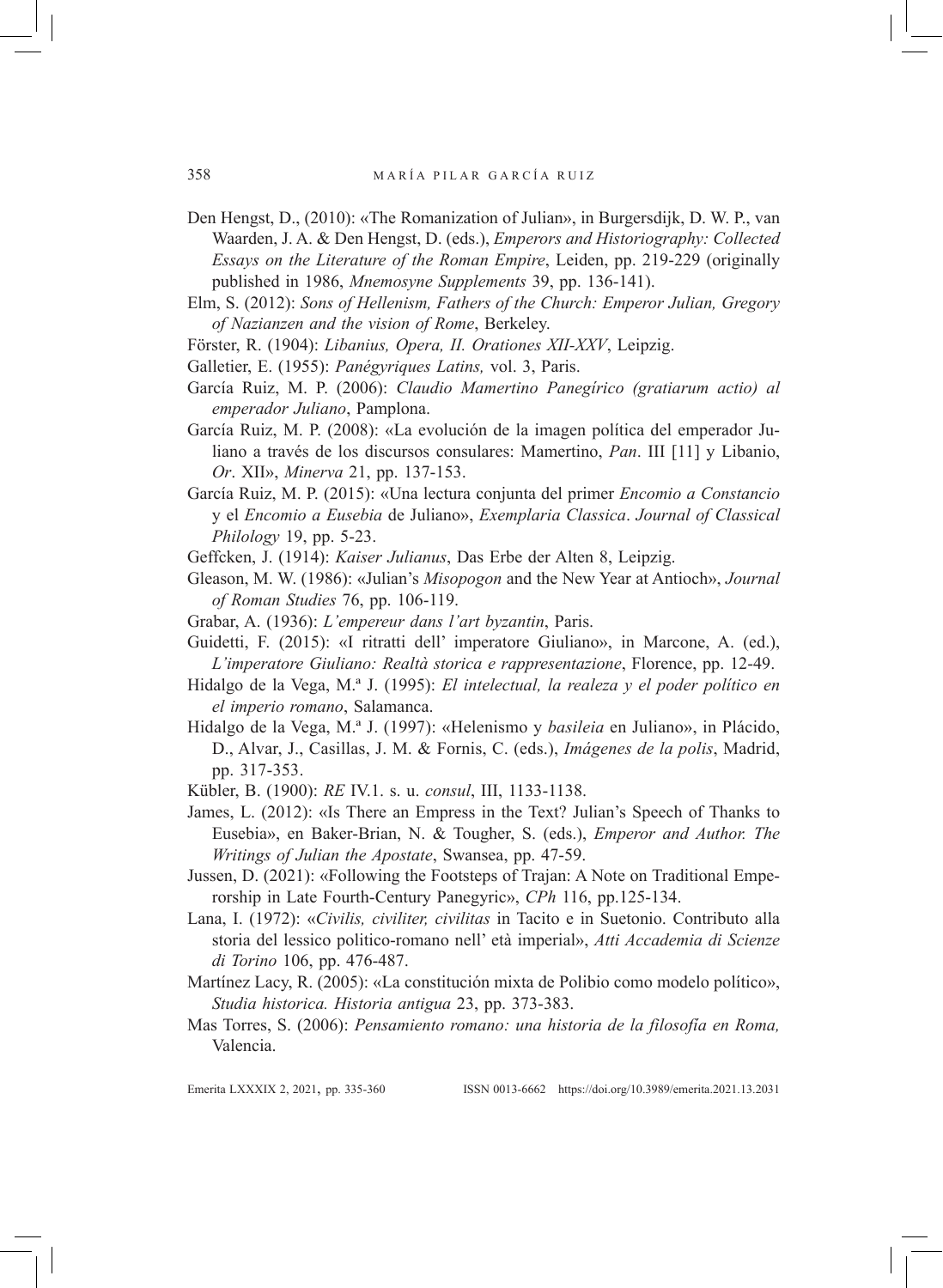Den Hengst, D., (2010): «The Romanization of Julian», in Burgersdijk, D. W. P., van Waarden, J. A. & Den Hengst, D. (eds.), *Emperors and Historiography: Collected Essays on the Literature of the Roman Empire*, Leiden, pp. 219-229 (originally published in 1986, *Mnemosyne Supplements* 39, pp. 136-141).

Elm, S. (2012): *Sons of Hellenism, Fathers of the Church: Emperor Julian, Gregory of Nazianzen and the vision of Rome*, Berkeley.

Förster, R. (1904): *Libanius, Opera, II. Orationes XII-XXV*, Leipzig.

Galletier, E. (1955): *Panégyriques Latins,* vol. 3, Paris.

García Ruiz, M. P. (2006): *Claudio Mamertino Panegírico (gratiarum actio) al emperador Juliano*, Pamplona.

García Ruiz, M. P. (2008): «La evolución de la imagen política del emperador Juliano a través de los discursos consulares: Mamertino, *Pan*. III [11] y Libanio, *Or*. XII», *Minerva* 21, pp. 137-153.

García Ruiz, M. P. (2015): «Una lectura conjunta del primer *Encomio a Constancio* y el *Encomio a Eusebia* de Juliano», *Exemplaria Classica*. *Journal of Classical Philology* 19, pp. 5-23.

Geffcken, J. (1914): *Kaiser Julianus*, Das Erbe der Alten 8, Leipzig.

Gleason, M. W. (1986): «Julian's *Misopogon* and the New Year at Antioch», *Journal of Roman Studies* 76, pp. 106-119.

Grabar, A. (1936): *L'empereur dans l'art byzantin*, Paris.

Guidetti, F. (2015): «I ritratti dell' imperatore Giuliano», in Marcone, A. (ed.), *L'imperatore Giuliano: Realtà storica e rappresentazione*, Florence, pp. 12-49.

Hidalgo de la Vega, M.ª J. (1995): *El intelectual, la realeza y el poder político en el imperio romano*, Salamanca.

Hidalgo de la Vega, M.ª J. (1997): «Helenismo y *basileia* en Juliano», in Plácido, D., Alvar, J., Casillas, J. M. & Fornis, C. (eds.), *Imágenes de la polis*, Madrid, pp. 317-353.

Kübler, B. (1900): *RE* IV.1. s. u. *consul*, III, 1133-1138.

James, L. (2012): «Is There an Empress in the Text? Julian's Speech of Thanks to Eusebia», en Baker-Brian, N. & Tougher, S. (eds.), *Emperor and Author. The Writings of Julian the Apostate*, Swansea, pp. 47-59.

Jussen, D. (2021): «Following the Footsteps of Trajan: A Note on Traditional Emperorship in Late Fourth-Century Panegyric», *CPh* 116, pp.125-134.

Lana, I. (1972): «*Civilis, civiliter, civilitas* in Tacito e in Suetonio. Contributo alla storia del lessico politico-romano nell' età imperial», *Atti Accademia di Scienze di Torino* 106, pp. 476-487.

Martínez Lacy, R. (2005): «La constitución mixta de Polibio como modelo político», *Studia historica. Historia antigua* 23, pp. 373-383.

Mas Torres, S. (2006): *Pensamiento romano: una historia de la filosofía en Roma,* Valencia.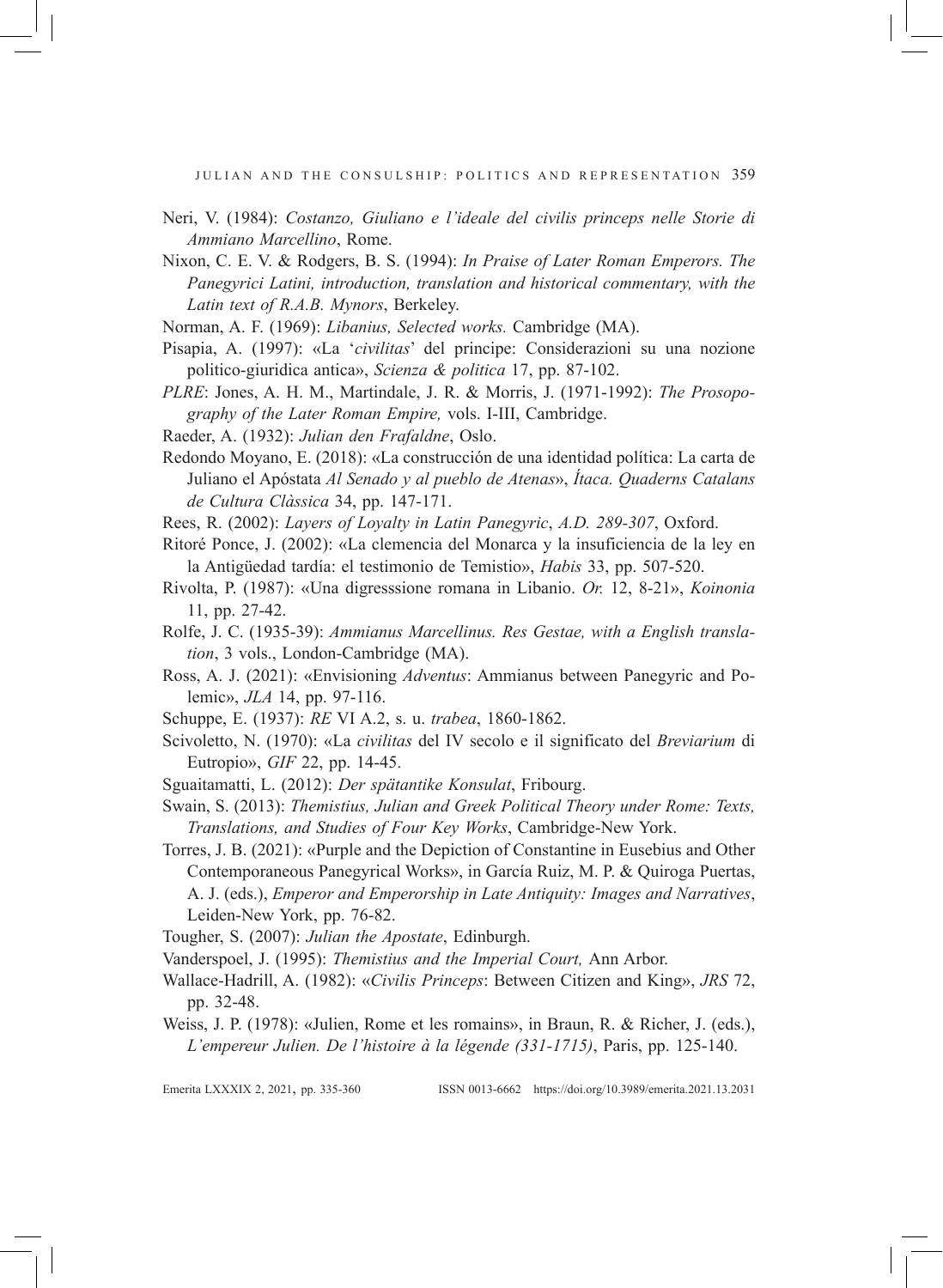Neri, V. (1984): *Costanzo, Giuliano e l'ideale del civilis princeps nelle Storie di Ammiano Marcellino*, Rome.

Nixon, C. E. V. & Rodgers, B. S. (1994): *In Praise of Later Roman Emperors. The Panegyrici Latini, introduction, translation and historical commentary, with the Latin text of R.A.B. Mynors*, Berkeley.

Norman, A. F. (1969): *Libanius, Selected works.* Cambridge (MA).

Pisapia, A. (1997): «La '*civilitas*' del principe: Considerazioni su una nozione politico-giuridica antica», *Scienza & politica* 17, pp. 87-102.

*PLRE*: Jones, A. H. M., Martindale, J. R. & Morris, J. (1971-1992): *The Prosopography of the Later Roman Empire,* vols. I-III, Cambridge.

Raeder, A. (1932): *Julian den Frafaldne*, Oslo.

Redondo Moyano, E. (2018): «La construcción de una identidad política: La carta de Juliano el Apóstata *Al Senado y al pueblo de Atenas*», *Ítaca. Quaderns Catalans de Cultura Clàssica* 34, pp. 147-171.

Rees, R. (2002): *Layers of Loyalty in Latin Panegyric*, *A.D. 289-307*, Oxford.

Ritoré Ponce, J. (2002): «La clemencia del Monarca y la insuficiencia de la ley en la Antigüedad tardía: el testimonio de Temistio», *Habis* 33, pp. 507-520.

Rivolta, P. (1987): «Una digresssione romana in Libanio. *Or.* 12, 8-21», *Koinonia* 11, pp. 27-42.

Rolfe, J. C. (1935-39): *Ammianus Marcellinus. Res Gestae, with a English translation*, 3 vols., London-Cambridge (MA).

Ross, A. J. (2021): «Envisioning *Adventus*: Ammianus between Panegyric and Polemic», *JLA* 14, pp. 97-116.

Schuppe, E. (1937): *RE* VI A.2, s. u. *trabea*, 1860-1862.

Scivoletto, N. (1970): «La *civilitas* del IV secolo e il significato del *Breviarium* di Eutropio», *GIF* 22, pp. 14-45.

Sguaitamatti, L. (2012): *Der spätantike Konsulat*, Fribourg.

Swain, S. (2013): *Themistius, Julian and Greek Political Theory under Rome: Texts, Translations, and Studies of Four Key Works*, Cambridge-New York.

Torres, J. B. (2021): «Purple and the Depiction of Constantine in Eusebius and Other Contemporaneous Panegyrical Works», in García Ruiz, M. P. & Quiroga Puertas, A. J. (eds.), *Emperor and Emperorship in Late Antiquity: Images and Narratives*, Leiden-New York, pp. 76-82.

Tougher, S. (2007): *Julian the Apostate*, Edinburgh.

Vanderspoel, J. (1995): *Themistius and the Imperial Court,* Ann Arbor.

Wallace-Hadrill, A. (1982): «*Civilis Princeps*: Between Citizen and King», *JRS* 72, pp. 32-48.

Weiss, J. P. (1978): «Julien, Rome et les romains», in Braun, R. & Richer, J. (eds.), *L'empereur Julien. De l'histoire à la légende (331-1715)*, Paris, pp. 125-140.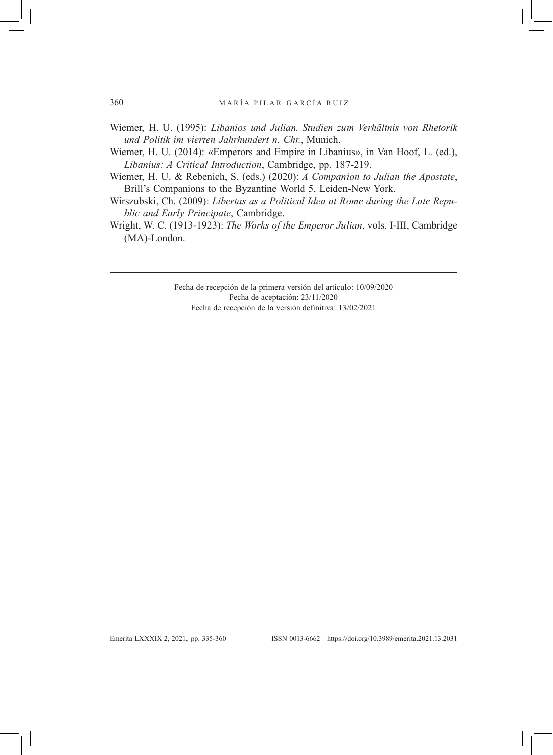Wiemer, H. U. (1995): *Libanios und Julian. Studien zum Verhältnis von Rhetorik und Politik im vierten Jahrhundert n. Chr.*, Munich.

Wiemer, H. U. (2014): «Emperors and Empire in Libanius», in Van Hoof, L. (ed.), *Libanius: A Critical Introduction*, Cambridge, pp. 187-219.

Wiemer, H. U. & Rebenich, S. (eds.) (2020): *A Companion to Julian the Apostate*, Brill's Companions to the Byzantine World 5, Leiden-New York.

Wirszubski, Ch. (2009): *Libertas as a Political Idea at Rome during the Late Republic and Early Principate*, Cambridge.

Wright, W. C. (1913-1923): *The Works of the Emperor Julian*, vols. I-III, Cambridge (MA)-London.

Fecha de recepción de la primera versión del artículo: 10/09/2020
Fecha de aceptación: 23/11/2020
Fecha de recepción de la versión definitiva: 13/02/2021